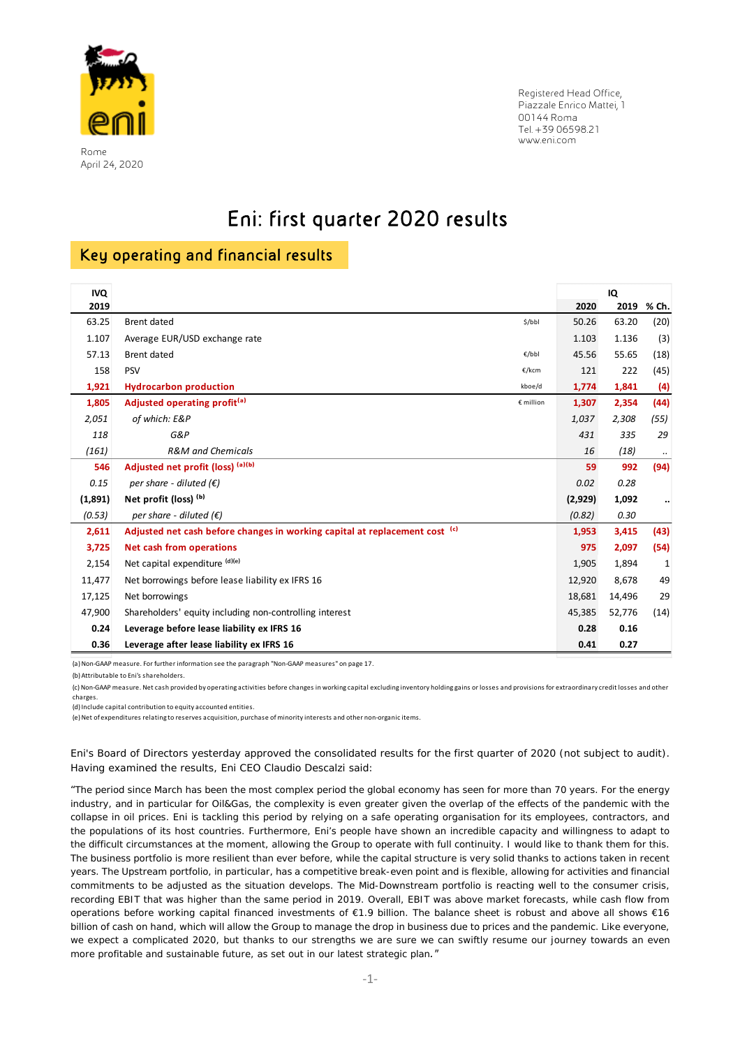Rome
April 24, 2020

Registered Head Office,
Piazzale Enrico Mattei, 1
00144 Roma
Tel. +39 06598.21
www.eni.com

# Eni: first quarter 2020 results

## Key operating and financial results

| IVQ 2019 | | | IQ 2020 | IQ 2019 | % Ch. |
|---|---|---|---|---|---|
| 63.25 | Brent dated | $/bbl | 50.26 | 63.20 | (20) |
| 1.107 | Average EUR/USD exchange rate | | 1.103 | 1.136 | (3) |
| 57.13 | Brent dated | €/bbl | 45.56 | 55.65 | (18) |
| 158 | PSV | €/kcm | 121 | 222 | (45) |
| **1,921** | **Hydrocarbon production** | kboe/d | **1,774** | **1,841** | **(4)** |
| **1,805** | **Adjusted operating profit[a]** | € million | **1,307** | **2,354** | **(44)** |
| *2,051* | *of which: E&P* | | *1,037* | *2,308* | *(55)* |
| *118* | *G&P* | | *431* | *335* | *29* |
| *(161)* | *R&M and Chemicals* | | *16* | *(18)* | *..* |
| **546** | **Adjusted net profit (loss) [a][b]** | | **59** | **992** | **(94)** |
| *0.15* | *per share - diluted (€)* | | *0.02* | *0.28* | |
| **(1,891)** | **Net profit (loss) [b]** | | **(2,929)** | **1,092** | **..** |
| *(0.53)* | *per share - diluted (€)* | | *(0.82)* | *0.30* | |
| **2,611** | **Adjusted net cash before changes in working capital at replacement cost [c]** | | **1,953** | **3,415** | **(43)** |
| **3,725** | **Net cash from operations** | | **975** | **2,097** | **(54)** |
| 2,154 | Net capital expenditure [d][e] | | 1,905 | 1,894 | 1 |
| 11,477 | Net borrowings before lease liability ex IFRS 16 | | 12,920 | 8,678 | 49 |
| 17,125 | Net borrowings | | 18,681 | 14,496 | 29 |
| 47,900 | Shareholders' equity including non-controlling interest | | 45,385 | 52,776 | (14) |
| **0.24** | **Leverage before lease liability ex IFRS 16** | | **0.28** | **0.16** | |
| **0.36** | **Leverage after lease liability ex IFRS 16** | | **0.41** | **0.27** | |

(a) Non-GAAP measure. For further information see the paragraph "Non-GAAP measures" on page 17.
(b) Attributable to Eni's shareholders.
(c) Non-GAAP measure. Net cash provided by operating activities before changes in working capital excluding inventory holding gains or losses and provisions for extraordinary credit losses and other charges.
(d) Include capital contribution to equity accounted entities.
(e) Net of expenditures relating to reserves acquisition, purchase of minority interests and other non-organic items.

Eni's Board of Directors yesterday approved the consolidated results for the first quarter of 2020 (not subject to audit). Having examined the results, Eni CEO Claudio Descalzi said:

"The period since March has been the most complex period the global economy has seen for more than 70 years. For the energy industry, and in particular for Oil&Gas, the complexity is even greater given the overlap of the effects of the pandemic with the collapse in oil prices. Eni is tackling this period by relying on a safe operating organisation for its employees, contractors, and the populations of its host countries. Furthermore, Eni's people have shown an incredible capacity and willingness to adapt to the difficult circumstances at the moment, allowing the Group to operate with full continuity. I would like to thank them for this. The business portfolio is more resilient than ever before, while the capital structure is very solid thanks to actions taken in recent years. The Upstream portfolio, in particular, has a competitive break-even point and is flexible, allowing for activities and financial commitments to be adjusted as the situation develops. The Mid-Downstream portfolio is reacting well to the consumer crisis, recording EBIT that was higher than the same period in 2019. Overall, EBIT was above market forecasts, while cash flow from operations before working capital financed investments of €1.9 billion. The balance sheet is robust and above all shows €16 billion of cash on hand, which will allow the Group to manage the drop in business due to prices and the pandemic. Like everyone, we expect a complicated 2020, but thanks to our strengths we are sure we can swiftly resume our journey towards an even more profitable and sustainable future, as set out in our latest strategic plan."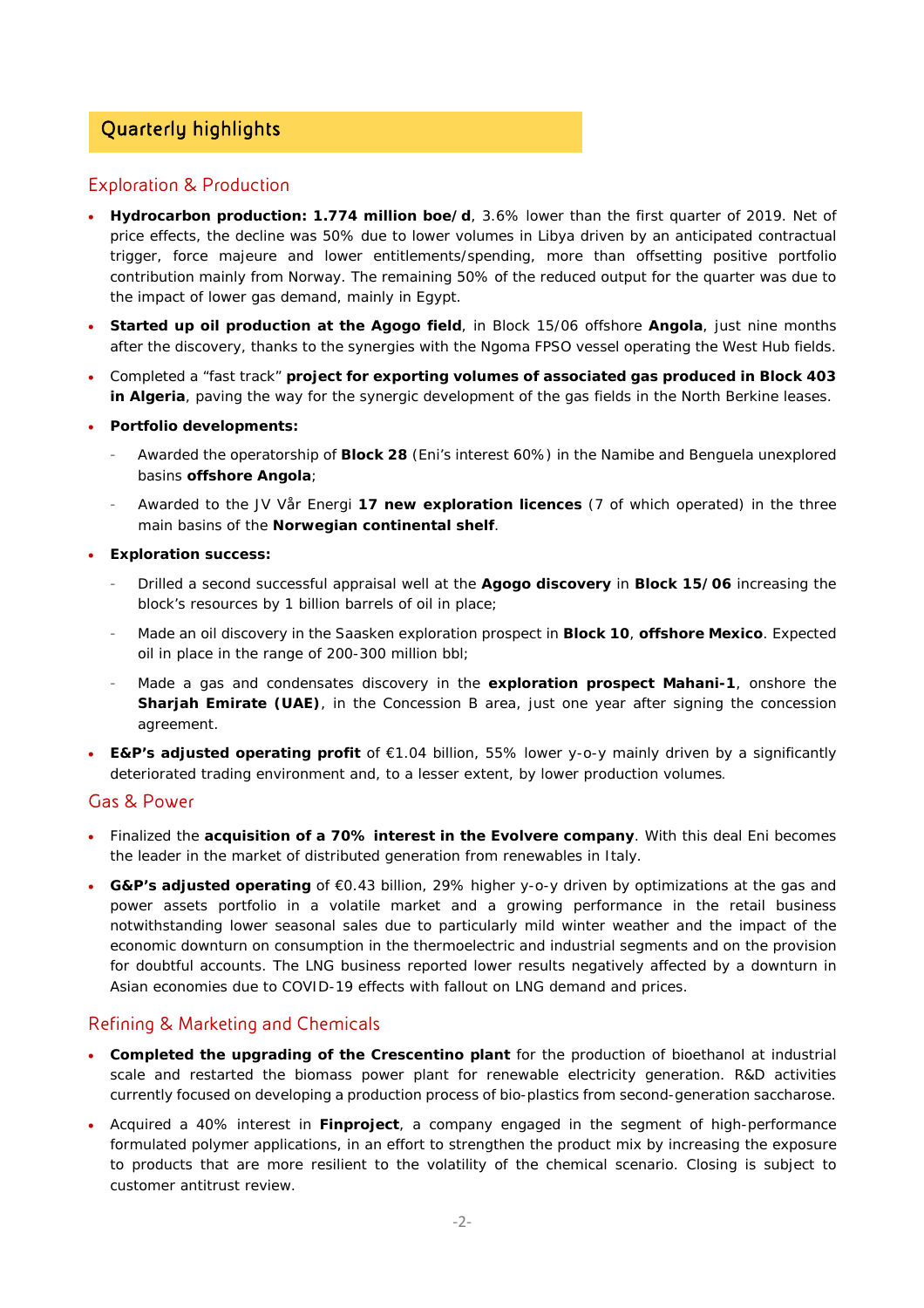# Quarterly highlights

## Exploration & Production

- **Hydrocarbon production: 1.774 million boe/d**, 3.6% lower than the first quarter of 2019. Net of price effects, the decline was 50% due to lower volumes in Libya driven by an anticipated contractual trigger, force majeure and lower entitlements/spending, more than offsetting positive portfolio contribution mainly from Norway. The remaining 50% of the reduced output for the quarter was due to the impact of lower gas demand, mainly in Egypt.
- **Started up oil production at the Agogo field**, in Block 15/06 offshore **Angola**, just nine months after the discovery, thanks to the synergies with the Ngoma FPSO vessel operating the West Hub fields.
- Completed a "fast track" **project for exporting volumes of associated gas produced in Block 403 in Algeria**, paving the way for the synergic development of the gas fields in the North Berkine leases.
- **Portfolio developments:**
  - Awarded the operatorship of **Block 28** (Eni's interest 60%) in the Namibe and Benguela unexplored basins **offshore Angola**;
  - Awarded to the JV Vår Energi **17 new exploration licences** (7 of which operated) in the three main basins of the **Norwegian continental shelf**.
- **Exploration success:**
  - Drilled a second successful appraisal well at the **Agogo discovery** in **Block 15/06** increasing the block's resources by 1 billion barrels of oil in place;
  - Made an oil discovery in the Saasken exploration prospect in **Block 10**, **offshore Mexico**. Expected oil in place in the range of 200-300 million bbl;
  - Made a gas and condensates discovery in the **exploration prospect Mahani-1**, onshore the **Sharjah Emirate (UAE)**, in the Concession B area, just one year after signing the concession agreement.
- **E&P's adjusted operating profit** of €1.04 billion, 55% lower y-o-y mainly driven by a significantly deteriorated trading environment and, to a lesser extent, by lower production volumes.

## Gas & Power

- Finalized the **acquisition of a 70% interest in the Evolvere company**. With this deal Eni becomes the leader in the market of distributed generation from renewables in Italy.
- **G&P's adjusted operating** of €0.43 billion, 29% higher y-o-y driven by optimizations at the gas and power assets portfolio in a volatile market and a growing performance in the retail business notwithstanding lower seasonal sales due to particularly mild winter weather and the impact of the economic downturn on consumption in the thermoelectric and industrial segments and on the provision for doubtful accounts. The LNG business reported lower results negatively affected by a downturn in Asian economies due to COVID-19 effects with fallout on LNG demand and prices.

## Refining & Marketing and Chemicals

- **Completed the upgrading of the Crescentino plant** for the production of bioethanol at industrial scale and restarted the biomass power plant for renewable electricity generation. R&D activities currently focused on developing a production process of bio-plastics from second-generation saccharose.
- Acquired a 40% interest in **Finproject**, a company engaged in the segment of high-performance formulated polymer applications, in an effort to strengthen the product mix by increasing the exposure to products that are more resilient to the volatility of the chemical scenario. Closing is subject to customer antitrust review.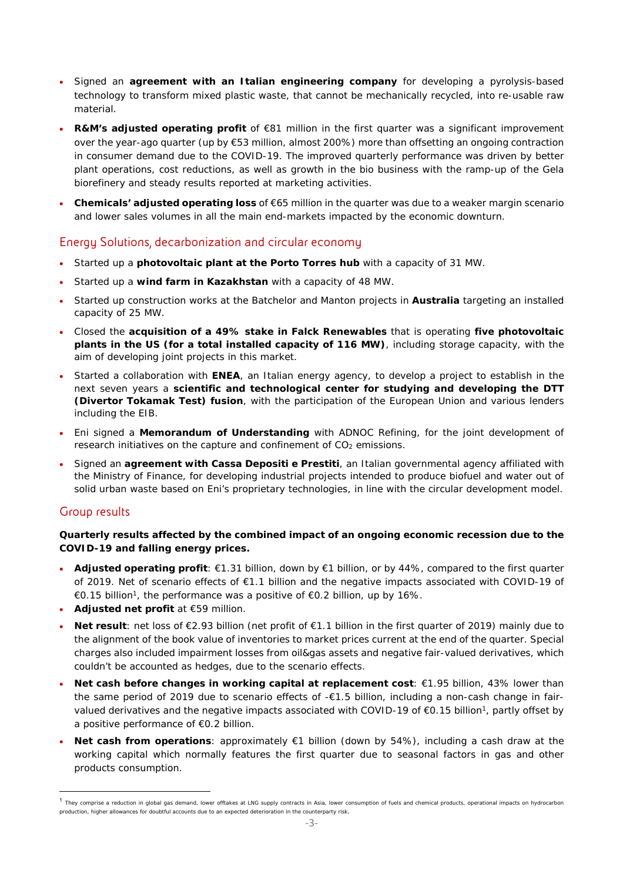- Signed an **agreement with an Italian engineering company** for developing a pyrolysis-based technology to transform mixed plastic waste, that cannot be mechanically recycled, into re-usable raw material.
- **R&M's adjusted operating profit** of €81 million in the first quarter was a significant improvement over the year-ago quarter (up by €53 million, almost 200%) more than offsetting an ongoing contraction in consumer demand due to the COVID-19. The improved quarterly performance was driven by better plant operations, cost reductions, as well as growth in the bio business with the ramp-up of the Gela biorefinery and steady results reported at marketing activities.
- **Chemicals' adjusted operating loss** of €65 million in the quarter was due to a weaker margin scenario and lower sales volumes in all the main end-markets impacted by the economic downturn.

## Energy Solutions, decarbonization and circular economy

- Started up a **photovoltaic plant at the Porto Torres hub** with a capacity of 31 MW.
- Started up a **wind farm in Kazakhstan** with a capacity of 48 MW.
- Started up construction works at the Batchelor and Manton projects in **Australia** targeting an installed capacity of 25 MW.
- Closed the **acquisition of a 49% stake in Falck Renewables** that is operating **five photovoltaic plants in the US (for a total installed capacity of 116 MW)**, including storage capacity, with the aim of developing joint projects in this market.
- Started a collaboration with **ENEA**, an Italian energy agency, to develop a project to establish in the next seven years a **scientific and technological center for studying and developing the DTT (Divertor Tokamak Test) fusion**, with the participation of the European Union and various lenders including the EIB.
- Eni signed a **Memorandum of Understanding** with ADNOC Refining, for the joint development of research initiatives on the capture and confinement of $CO_2$ emissions.
- Signed an **agreement with Cassa Depositi e Prestiti**, an Italian governmental agency affiliated with the Ministry of Finance, for developing industrial projects intended to produce biofuel and water out of solid urban waste based on Eni's proprietary technologies, in line with the circular development model.

## Group results

**Quarterly results affected by the combined impact of an ongoing economic recession due to the COVID-19 and falling energy prices.**

- **Adjusted operating profit**: €1.31 billion, down by €1 billion, or by 44%, compared to the first quarter of 2019. Net of scenario effects of €1.1 billion and the negative impacts associated with COVID-19 of €0.15 billion[1], the performance was a positive of €0.2 billion, up by 16%.
- **Adjusted net profit** at €59 million.
- **Net result**: net loss of €2.93 billion (net profit of €1.1 billion in the first quarter of 2019) mainly due to the alignment of the book value of inventories to market prices current at the end of the quarter. Special charges also included impairment losses from oil&gas assets and negative fair-valued derivatives, which couldn't be accounted as hedges, due to the scenario effects.
- **Net cash before changes in working capital at replacement cost**: €1.95 billion, 43% lower than the same period of 2019 due to scenario effects of -€1.5 billion, including a non-cash change in fair-valued derivatives and the negative impacts associated with COVID-19 of €0.15 billion[1], partly offset by a positive performance of €0.2 billion.
- **Net cash from operations**: approximately €1 billion (down by 54%), including a cash draw at the working capital which normally features the first quarter due to seasonal factors in gas and other products consumption.

[1] They comprise a reduction in global gas demand, lower offtakes at LNG supply contracts in Asia, lower consumption of fuels and chemical products, operational impacts on hydrocarbon production, higher allowances for doubtful accounts due to an expected deterioration in the counterparty risk.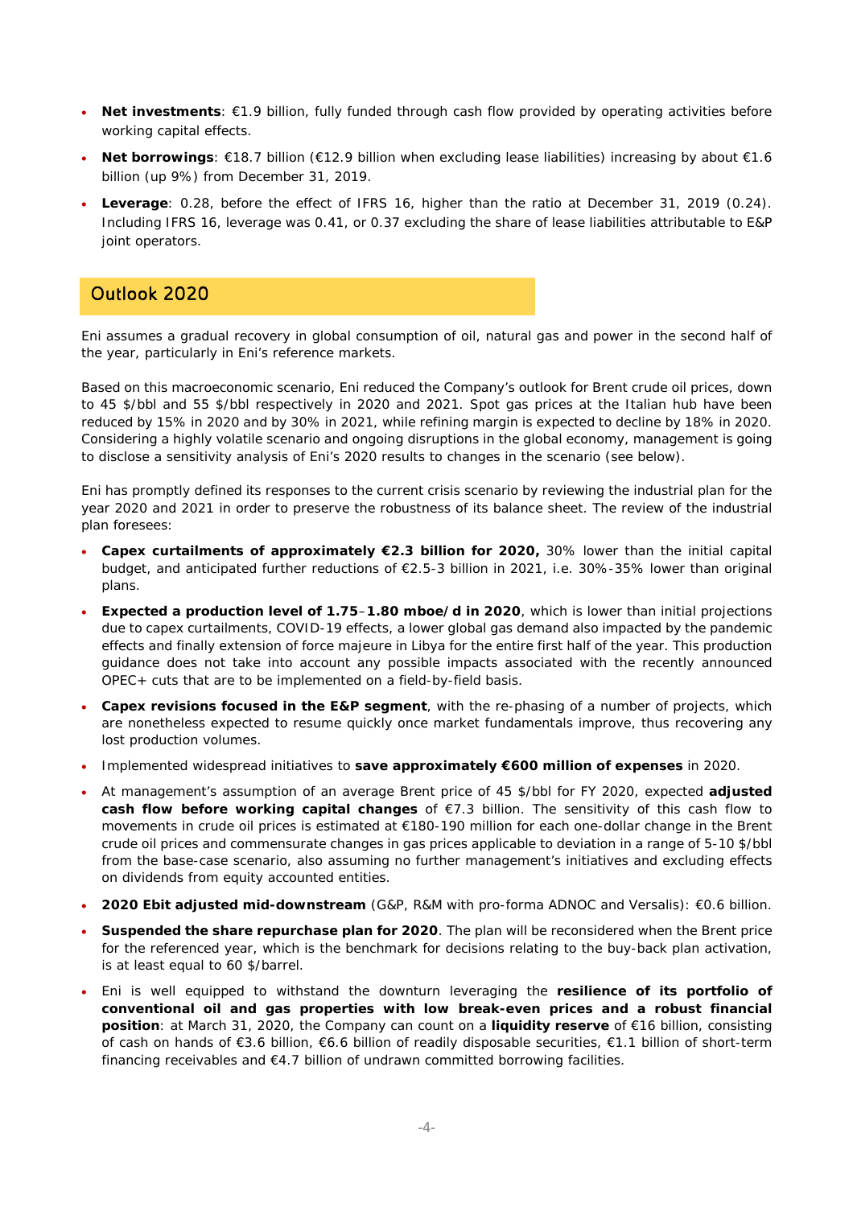- **Net investments**: €1.9 billion, fully funded through cash flow provided by operating activities before working capital effects.
- **Net borrowings**: €18.7 billion (€12.9 billion when excluding lease liabilities) increasing by about €1.6 billion (up 9%) from December 31, 2019.
- **Leverage**: 0.28, before the effect of IFRS 16, higher than the ratio at December 31, 2019 (0.24). Including IFRS 16, leverage was 0.41, or 0.37 excluding the share of lease liabilities attributable to E&P joint operators.

## Outlook 2020

Eni assumes a gradual recovery in global consumption of oil, natural gas and power in the second half of the year, particularly in Eni's reference markets.

Based on this macroeconomic scenario, Eni reduced the Company's outlook for Brent crude oil prices, down to 45 $/bbl and 55 $/bbl respectively in 2020 and 2021. Spot gas prices at the Italian hub have been reduced by 15% in 2020 and by 30% in 2021, while refining margin is expected to decline by 18% in 2020. Considering a highly volatile scenario and ongoing disruptions in the global economy, management is going to disclose a sensitivity analysis of Eni's 2020 results to changes in the scenario (see below).

Eni has promptly defined its responses to the current crisis scenario by reviewing the industrial plan for the year 2020 and 2021 in order to preserve the robustness of its balance sheet. The review of the industrial plan foresees:

- **Capex curtailments of approximately €2.3 billion for 2020,** 30% lower than the initial capital budget, and anticipated further reductions of €2.5-3 billion in 2021, i.e. 30%-35% lower than original plans.
- **Expected a production level of 1.75–1.80 mboe/d in 2020**, which is lower than initial projections due to capex curtailments, COVID-19 effects, a lower global gas demand also impacted by the pandemic effects and finally extension of force majeure in Libya for the entire first half of the year. This production guidance does not take into account any possible impacts associated with the recently announced OPEC+ cuts that are to be implemented on a field-by-field basis.
- **Capex revisions focused in the E&P segment**, with the re-phasing of a number of projects, which are nonetheless expected to resume quickly once market fundamentals improve, thus recovering any lost production volumes.
- Implemented widespread initiatives to **save approximately €600 million of expenses** in 2020.
- At management's assumption of an average Brent price of 45 $/bbl for FY 2020, expected **adjusted cash flow before working capital changes** of €7.3 billion. The sensitivity of this cash flow to movements in crude oil prices is estimated at €180-190 million for each one-dollar change in the Brent crude oil prices and commensurate changes in gas prices applicable to deviation in a range of 5-10 $/bbl from the base-case scenario, also assuming no further management's initiatives and excluding effects on dividends from equity accounted entities.
- **2020 Ebit adjusted mid-downstream** (G&P, R&M with pro-forma ADNOC and Versalis): €0.6 billion.
- **Suspended the share repurchase plan for 2020**. The plan will be reconsidered when the Brent price for the referenced year, which is the benchmark for decisions relating to the buy-back plan activation, is at least equal to 60 $/barrel.
- Eni is well equipped to withstand the downturn leveraging the **resilience of its portfolio of conventional oil and gas properties with low break-even prices and a robust financial position**: at March 31, 2020, the Company can count on a **liquidity reserve** of €16 billion, consisting of cash on hands of €3.6 billion, €6.6 billion of readily disposable securities, €1.1 billion of short-term financing receivables and €4.7 billion of undrawn committed borrowing facilities.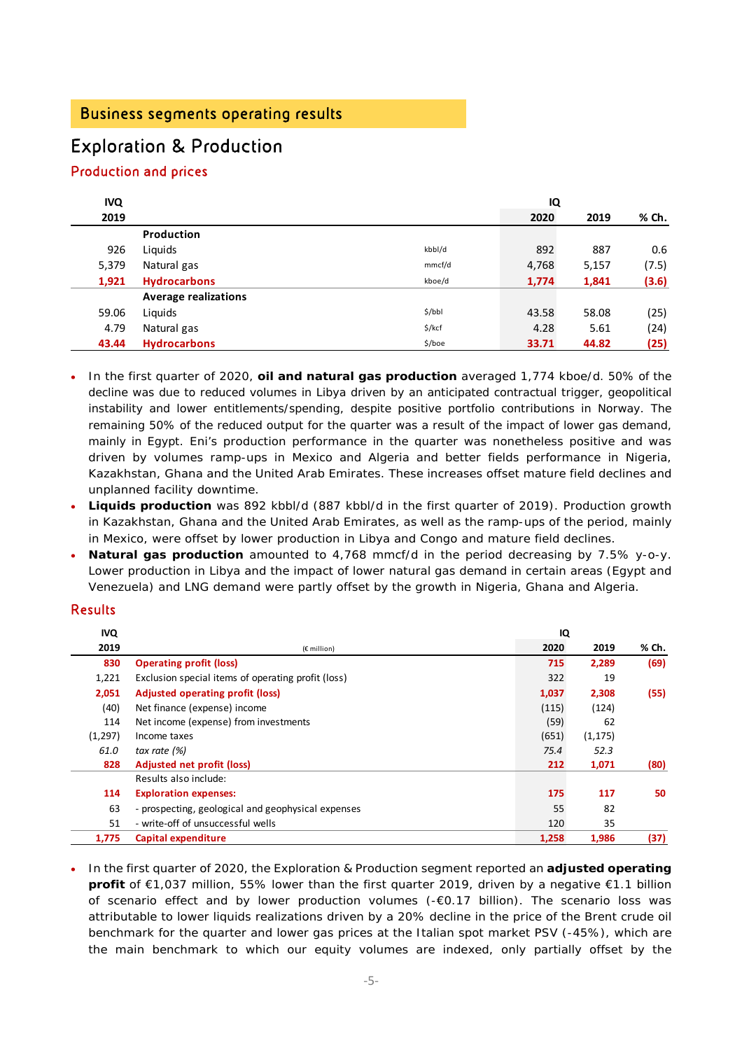## Business segments operating results

# Exploration & Production

### Production and prices

| IVQ 2019 | | | IQ 2020 | IQ 2019 | % Ch. |
|---|---|---|---|---|---|
| | **Production** | | | | |
| 926 | Liquids | kbbl/d | 892 | 887 | 0.6 |
| 5,379 | Natural gas | mmcf/d | 4,768 | 5,157 | (7.5) |
| **1,921** | **Hydrocarbons** | kboe/d | **1,774** | **1,841** | **(3.6)** |
| | **Average realizations** | | | | |
| 59.06 | Liquids | $/bbl | 43.58 | 58.08 | (25) |
| 4.79 | Natural gas | $/kcf | 4.28 | 5.61 | (24) |
| **43.44** | **Hydrocarbons** | $/boe | **33.71** | **44.82** | **(25)** |

- In the first quarter of 2020, **oil and natural gas production** averaged 1,774 kboe/d. 50% of the decline was due to reduced volumes in Libya driven by an anticipated contractual trigger, geopolitical instability and lower entitlements/spending, despite positive portfolio contributions in Norway. The remaining 50% of the reduced output for the quarter was a result of the impact of lower gas demand, mainly in Egypt. Eni's production performance in the quarter was nonetheless positive and was driven by volumes ramp-ups in Mexico and Algeria and better fields performance in Nigeria, Kazakhstan, Ghana and the United Arab Emirates. These increases offset mature field declines and unplanned facility downtime.
- **Liquids production** was 892 kbbl/d (887 kbbl/d in the first quarter of 2019). Production growth in Kazakhstan, Ghana and the United Arab Emirates, as well as the ramp-ups of the period, mainly in Mexico, were offset by lower production in Libya and Congo and mature field declines.
- **Natural gas production** amounted to 4,768 mmcf/d in the period decreasing by 7.5% y-o-y. Lower production in Libya and the impact of lower natural gas demand in certain areas (Egypt and Venezuela) and LNG demand were partly offset by the growth in Nigeria, Ghana and Algeria.

### Results

| IVQ 2019 | (€ million) | IQ 2020 | IQ 2019 | % Ch. |
|---|---|---|---|---|
| **830** | **Operating profit (loss)** | **715** | **2,289** | **(69)** |
| 1,221 | Exclusion special items of operating profit (loss) | 322 | 19 | |
| **2,051** | **Adjusted operating profit (loss)** | **1,037** | **2,308** | **(55)** |
| (40) | Net finance (expense) income | (115) | (124) | |
| 114 | Net income (expense) from investments | (59) | 62 | |
| (1,297) | Income taxes | (651) | (1,175) | |
| *61.0* | *tax rate (%)* | *75.4* | *52.3* | |
| **828** | **Adjusted net profit (loss)** | **212** | **1,071** | **(80)** |
| | Results also include: | | | |
| **114** | **Exploration expenses:** | **175** | **117** | **50** |
| 63 | - prospecting, geological and geophysical expenses | 55 | 82 | |
| 51 | - write-off of unsuccessful wells | 120 | 35 | |
| **1,775** | **Capital expenditure** | **1,258** | **1,986** | **(37)** |

- In the first quarter of 2020, the Exploration & Production segment reported an **adjusted operating profit** of €1,037 million, 55% lower than the first quarter 2019, driven by a negative €1.1 billion of scenario effect and by lower production volumes (-€0.17 billion). The scenario loss was attributable to lower liquids realizations driven by a 20% decline in the price of the Brent crude oil benchmark for the quarter and lower gas prices at the Italian spot market PSV (-45%), which are the main benchmark to which our equity volumes are indexed, only partially offset by the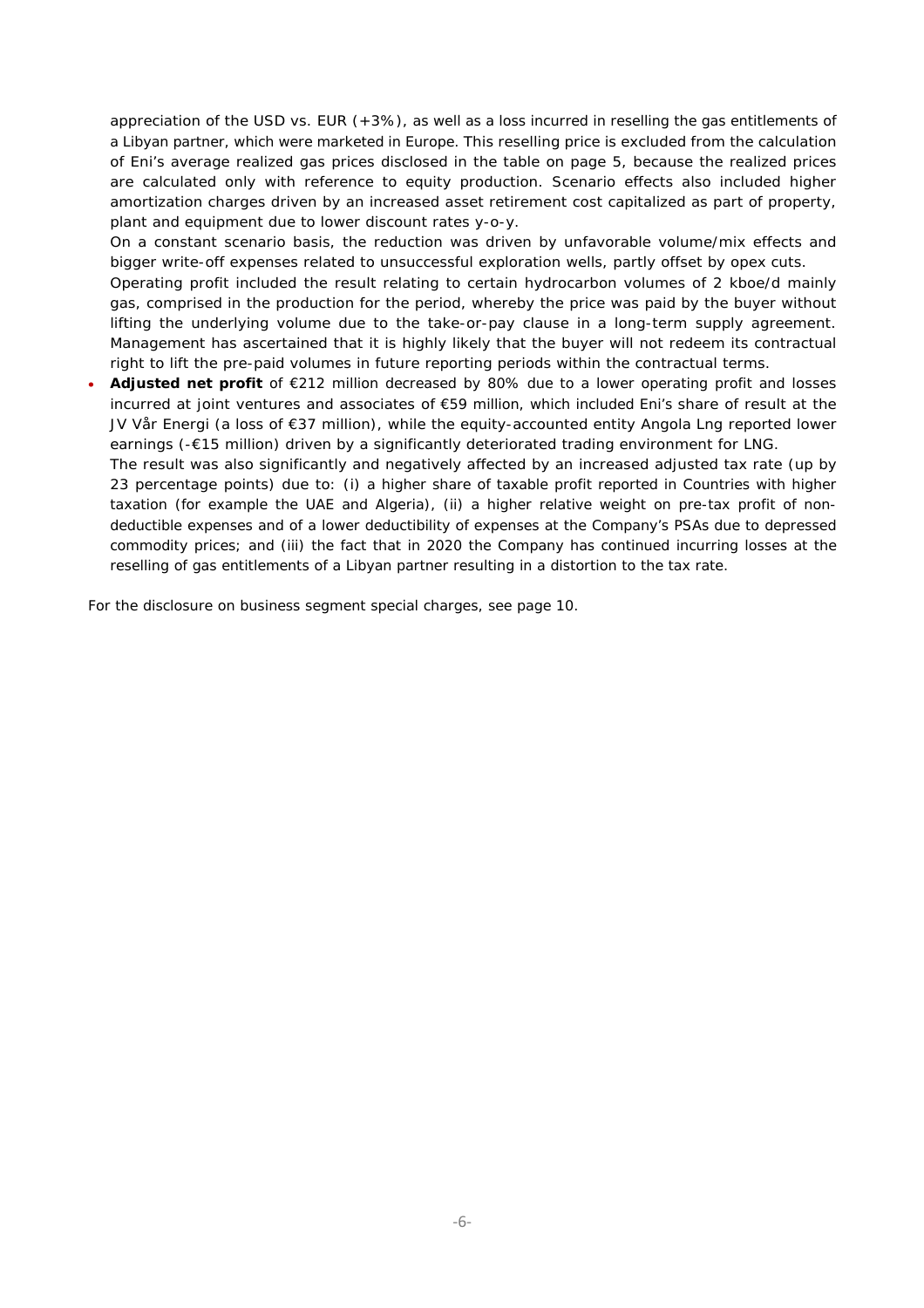appreciation of the USD vs. EUR (+3%), as well as a loss incurred in reselling the gas entitlements of a Libyan partner, which were marketed in Europe. This reselling price is excluded from the calculation of Eni's average realized gas prices disclosed in the table on page 5, because the realized prices are calculated only with reference to equity production. Scenario effects also included higher amortization charges driven by an increased asset retirement cost capitalized as part of property, plant and equipment due to lower discount rates y-o-y.

On a constant scenario basis, the reduction was driven by unfavorable volume/mix effects and bigger write-off expenses related to unsuccessful exploration wells, partly offset by opex cuts.

Operating profit included the result relating to certain hydrocarbon volumes of 2 kboe/d mainly gas, comprised in the production for the period, whereby the price was paid by the buyer without lifting the underlying volume due to the take-or-pay clause in a long-term supply agreement. Management has ascertained that it is highly likely that the buyer will not redeem its contractual right to lift the pre-paid volumes in future reporting periods within the contractual terms.

- **Adjusted net profit** of €212 million decreased by 80% due to a lower operating profit and losses incurred at joint ventures and associates of €59 million, which included Eni's share of result at the JV Vår Energi (a loss of €37 million), while the equity-accounted entity Angola Lng reported lower earnings (-€15 million) driven by a significantly deteriorated trading environment for LNG.

  The result was also significantly and negatively affected by an increased adjusted tax rate (up by 23 percentage points) due to: (i) a higher share of taxable profit reported in Countries with higher taxation (for example the UAE and Algeria), (ii) a higher relative weight on pre-tax profit of non-deductible expenses and of a lower deductibility of expenses at the Company's PSAs due to depressed commodity prices; and (iii) the fact that in 2020 the Company has continued incurring losses at the reselling of gas entitlements of a Libyan partner resulting in a distortion to the tax rate.

For the disclosure on business segment special charges, see page 10.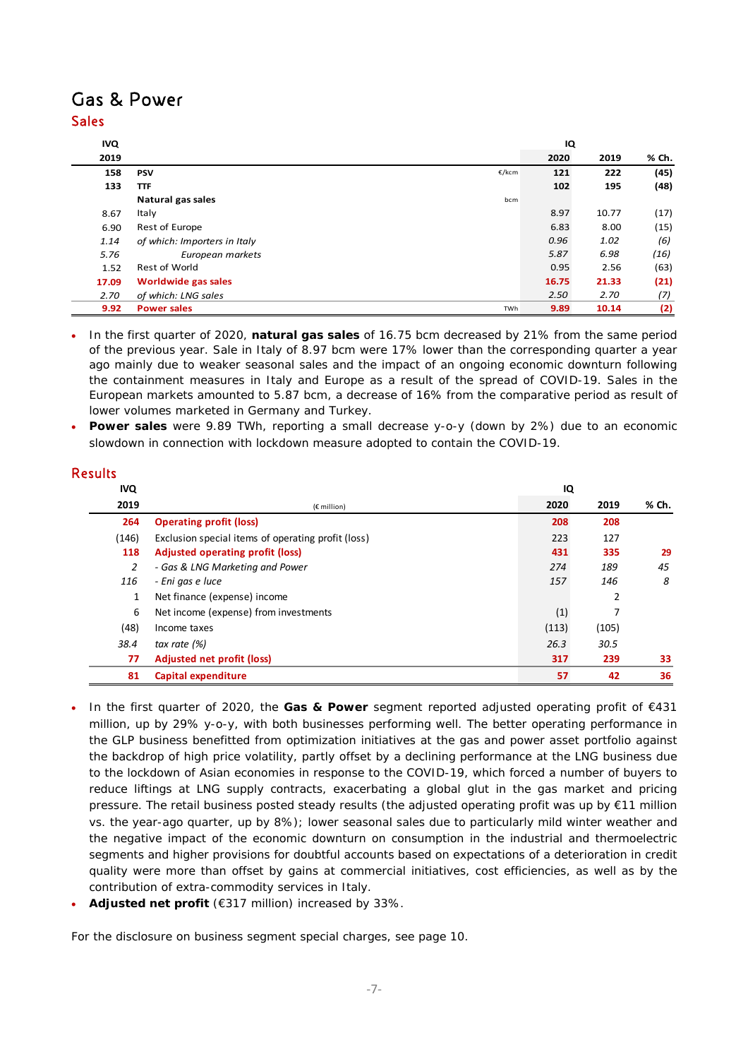# Gas & Power

## Sales

| IVQ 2019 | | | IQ 2020 | 2019 | % Ch. |
|---|---|---|---|---|---|
| 158 | **PSV** | €/kcm | 121 | 222 | (45) |
| 133 | **TTF** | | 102 | 195 | (48) |
| | **Natural gas sales** | bcm | | | |
| 8.67 | Italy | | 8.97 | 10.77 | (17) |
| 6.90 | Rest of Europe | | 6.83 | 8.00 | (15) |
| *1.14* | *of which: Importers in Italy* | | *0.96* | *1.02* | *(6)* |
| *5.76* | *European markets* | | *5.87* | *6.98* | *(16)* |
| 1.52 | Rest of World | | 0.95 | 2.56 | (63) |
| **17.09** | **Worldwide gas sales** | | **16.75** | **21.33** | **(21)** |
| *2.70* | *of which: LNG sales* | | *2.50* | *2.70* | *(7)* |
| **9.92** | **Power sales** | TWh | **9.89** | **10.14** | **(2)** |

- In the first quarter of 2020, **natural gas sales** of 16.75 bcm decreased by 21% from the same period of the previous year. Sale in Italy of 8.97 bcm were 17% lower than the corresponding quarter a year ago mainly due to weaker seasonal sales and the impact of an ongoing economic downturn following the containment measures in Italy and Europe as a result of the spread of COVID-19. Sales in the European markets amounted to 5.87 bcm, a decrease of 16% from the comparative period as result of lower volumes marketed in Germany and Turkey.
- **Power sales** were 9.89 TWh, reporting a small decrease y-o-y (down by 2%) due to an economic slowdown in connection with lockdown measure adopted to contain the COVID-19.

## Results

| IVQ 2019 | (€ million) | IQ 2020 | 2019 | % Ch. |
|---|---|---|---|---|
| **264** | **Operating profit (loss)** | **208** | **208** | |
| (146) | Exclusion special items of operating profit (loss) | 223 | 127 | |
| **118** | **Adjusted operating profit (loss)** | **431** | **335** | **29** |
| *2* | *- Gas & LNG Marketing and Power* | *274* | *189* | *45* |
| *116* | *- Eni gas e luce* | *157* | *146* | *8* |
| 1 | Net finance (expense) income | | 2 | |
| 6 | Net income (expense) from investments | (1) | 7 | |
| (48) | Income taxes | (113) | (105) | |
| *38.4* | *tax rate (%)* | *26.3* | *30.5* | |
| **77** | **Adjusted net profit (loss)** | **317** | **239** | **33** |
| **81** | **Capital expenditure** | **57** | **42** | **36** |

- In the first quarter of 2020, the **Gas & Power** segment reported adjusted operating profit of €431 million, up by 29% y-o-y, with both businesses performing well. The better operating performance in the GLP business benefitted from optimization initiatives at the gas and power asset portfolio against the backdrop of high price volatility, partly offset by a declining performance at the LNG business due to the lockdown of Asian economies in response to the COVID-19, which forced a number of buyers to reduce liftings at LNG supply contracts, exacerbating a global glut in the gas market and pricing pressure. The retail business posted steady results (the adjusted operating profit was up by €11 million vs. the year-ago quarter, up by 8%); lower seasonal sales due to particularly mild winter weather and the negative impact of the economic downturn on consumption in the industrial and thermoelectric segments and higher provisions for doubtful accounts based on expectations of a deterioration in credit quality were more than offset by gains at commercial initiatives, cost efficiencies, as well as by the contribution of extra-commodity services in Italy.
- **Adjusted net profit** (€317 million) increased by 33%.

For the disclosure on business segment special charges, see page 10.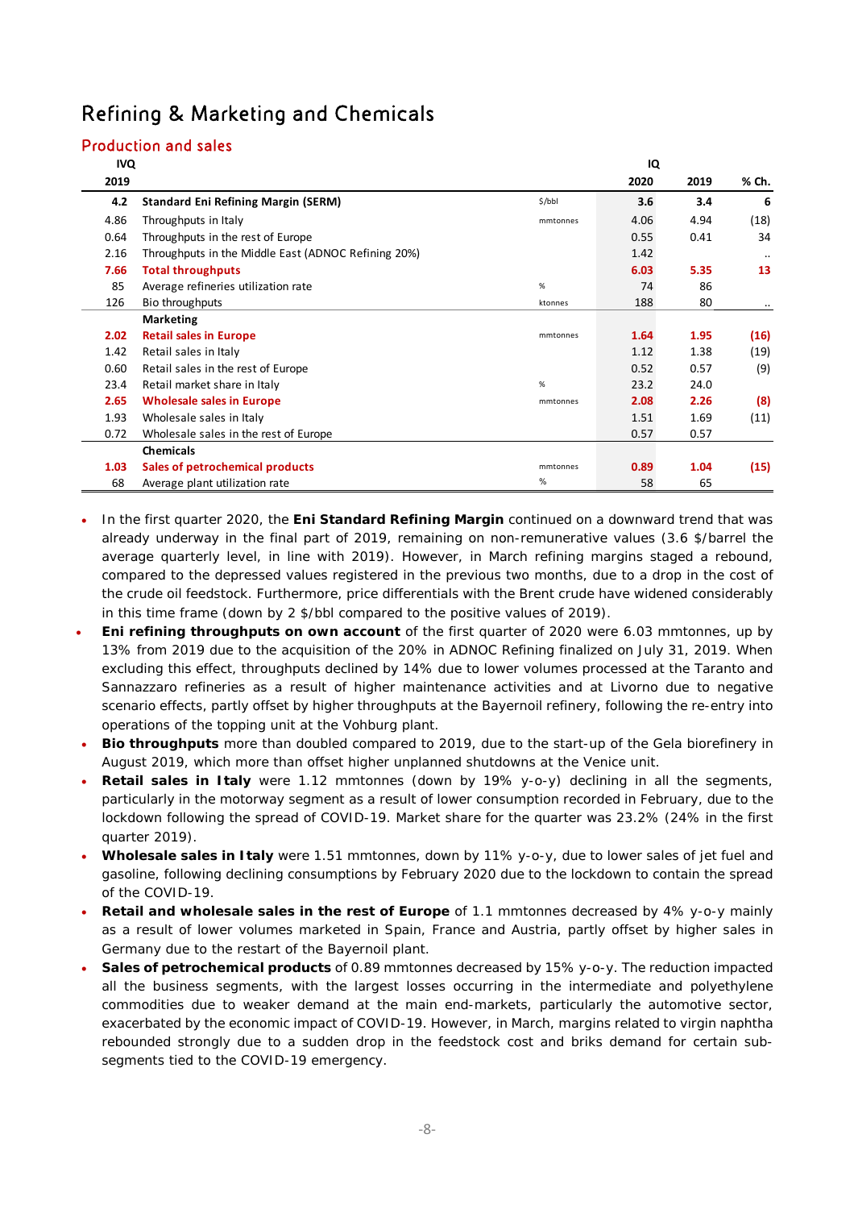# Refining & Marketing and Chemicals

## Production and sales

| IVQ 2019 | | | IQ 2020 | 2019 | % Ch. |
|---|---|---|---|---|---|
| **4.2** | **Standard Eni Refining Margin (SERM)** | $/bbl | **3.6** | **3.4** | **6** |
| 4.86 | Throughputs in Italy | mmtonnes | 4.06 | 4.94 | (18) |
| 0.64 | Throughputs in the rest of Europe | | 0.55 | 0.41 | 34 |
| 2.16 | Throughputs in the Middle East (ADNOC Refining 20%) | | 1.42 | | .. |
| **7.66** | **Total throughputs** | | **6.03** | **5.35** | **13** |
| 85 | Average refineries utilization rate | % | 74 | 86 | |
| 126 | Bio throughputs | ktonnes | 188 | 80 | .. |
| | **Marketing** | | | | |
| **2.02** | **Retail sales in Europe** | mmtonnes | **1.64** | **1.95** | **(16)** |
| 1.42 | Retail sales in Italy | | 1.12 | 1.38 | (19) |
| 0.60 | Retail sales in the rest of Europe | | 0.52 | 0.57 | (9) |
| 23.4 | Retail market share in Italy | % | 23.2 | 24.0 | |
| **2.65** | **Wholesale sales in Europe** | mmtonnes | **2.08** | **2.26** | **(8)** |
| 1.93 | Wholesale sales in Italy | | 1.51 | 1.69 | (11) |
| 0.72 | Wholesale sales in the rest of Europe | | 0.57 | 0.57 | |
| | **Chemicals** | | | | |
| **1.03** | **Sales of petrochemical products** | mmtonnes | **0.89** | **1.04** | **(15)** |
| 68 | Average plant utilization rate | % | 58 | 65 | |

- In the first quarter 2020, the **Eni Standard Refining Margin** continued on a downward trend that was already underway in the final part of 2019, remaining on non-remunerative values (3.6 $/barrel the average quarterly level, in line with 2019). However, in March refining margins staged a rebound, compared to the depressed values registered in the previous two months, due to a drop in the cost of the crude oil feedstock. Furthermore, price differentials with the Brent crude have widened considerably in this time frame (down by 2 $/bbl compared to the positive values of 2019).
- **Eni refining throughputs on own account** of the first quarter of 2020 were 6.03 mmtonnes, up by 13% from 2019 due to the acquisition of the 20% in ADNOC Refining finalized on July 31, 2019. When excluding this effect, throughputs declined by 14% due to lower volumes processed at the Taranto and Sannazzaro refineries as a result of higher maintenance activities and at Livorno due to negative scenario effects, partly offset by higher throughputs at the Bayernoil refinery, following the re-entry into operations of the topping unit at the Vohburg plant.
- **Bio throughputs** more than doubled compared to 2019, due to the start-up of the Gela biorefinery in August 2019, which more than offset higher unplanned shutdowns at the Venice unit.
- **Retail sales in Italy** were 1.12 mmtonnes (down by 19% y-o-y) declining in all the segments, particularly in the motorway segment as a result of lower consumption recorded in February, due to the lockdown following the spread of COVID-19. Market share for the quarter was 23.2% (24% in the first quarter 2019).
- **Wholesale sales in Italy** were 1.51 mmtonnes, down by 11% y-o-y, due to lower sales of jet fuel and gasoline, following declining consumptions by February 2020 due to the lockdown to contain the spread of the COVID-19.
- **Retail and wholesale sales in the rest of Europe** of 1.1 mmtonnes decreased by 4% y-o-y mainly as a result of lower volumes marketed in Spain, France and Austria, partly offset by higher sales in Germany due to the restart of the Bayernoil plant.
- **Sales of petrochemical products** of 0.89 mmtonnes decreased by 15% y-o-y. The reduction impacted all the business segments, with the largest losses occurring in the intermediate and polyethylene commodities due to weaker demand at the main end-markets, particularly the automotive sector, exacerbated by the economic impact of COVID-19. However, in March, margins related to virgin naphtha rebounded strongly due to a sudden drop in the feedstock cost and briks demand for certain sub-segments tied to the COVID-19 emergency.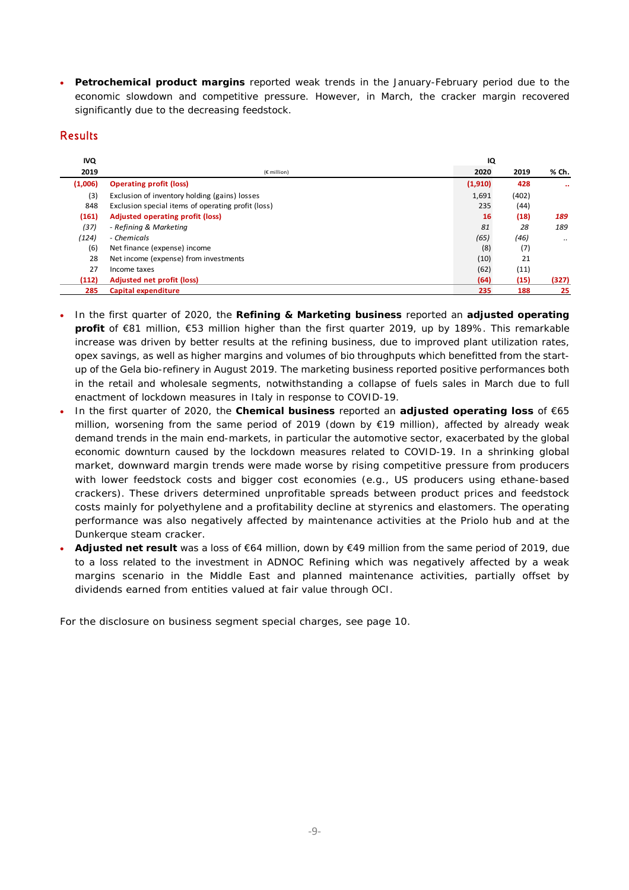- **Petrochemical product margins** reported weak trends in the January-February period due to the economic slowdown and competitive pressure. However, in March, the cracker margin recovered significantly due to the decreasing feedstock.

## Results

| IVQ 2019 | (€ million) | IQ 2020 | IQ 2019 | % Ch. |
|---|---|---|---|---|
| **(1,006)** | **Operating profit (loss)** | **(1,910)** | **428** | .. |
| (3) | Exclusion of inventory holding (gains) losses | 1,691 | (402) | |
| 848 | Exclusion special items of operating profit (loss) | 235 | (44) | |
| **(161)** | **Adjusted operating profit (loss)** | **16** | **(18)** | *189* |
| *(37)* | *- Refining & Marketing* | *81* | *28* | *189* |
| *(124)* | *- Chemicals* | *(65)* | *(46)* | .. |
| (6) | Net finance (expense) income | (8) | (7) | |
| 28 | Net income (expense) from investments | (10) | 21 | |
| 27 | Income taxes | (62) | (11) | |
| **(112)** | **Adjusted net profit (loss)** | **(64)** | **(15)** | **(327)** |
| **285** | **Capital expenditure** | **235** | **188** | **25** |

- In the first quarter of 2020, the **Refining & Marketing business** reported an **adjusted operating profit** of €81 million, €53 million higher than the first quarter 2019, up by 189%. This remarkable increase was driven by better results at the refining business, due to improved plant utilization rates, opex savings, as well as higher margins and volumes of bio throughputs which benefitted from the start-up of the Gela bio-refinery in August 2019. The marketing business reported positive performances both in the retail and wholesale segments, notwithstanding a collapse of fuels sales in March due to full enactment of lockdown measures in Italy in response to COVID-19.
- In the first quarter of 2020, the **Chemical business** reported an **adjusted operating loss** of €65 million, worsening from the same period of 2019 (down by €19 million), affected by already weak demand trends in the main end-markets, in particular the automotive sector, exacerbated by the global economic downturn caused by the lockdown measures related to COVID-19. In a shrinking global market, downward margin trends were made worse by rising competitive pressure from producers with lower feedstock costs and bigger cost economies (e.g., US producers using ethane-based crackers). These drivers determined unprofitable spreads between product prices and feedstock costs mainly for polyethylene and a profitability decline at styrenics and elastomers. The operating performance was also negatively affected by maintenance activities at the Priolo hub and at the Dunkerque steam cracker.
- **Adjusted net result** was a loss of €64 million, down by €49 million from the same period of 2019, due to a loss related to the investment in ADNOC Refining which was negatively affected by a weak margins scenario in the Middle East and planned maintenance activities, partially offset by dividends earned from entities valued at fair value through OCI.

For the disclosure on business segment special charges, see page 10.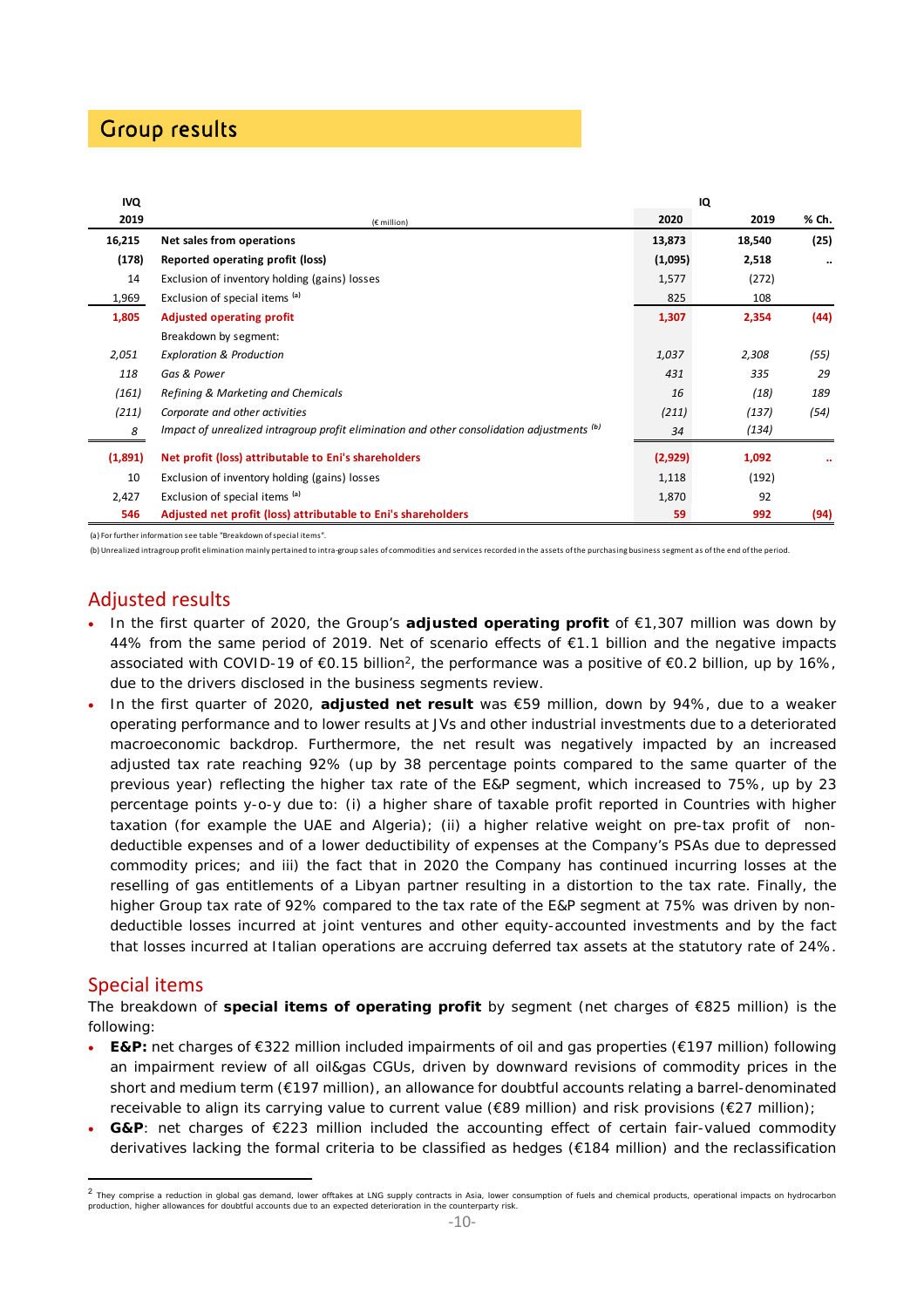## Group results

| IVQ 2019 | (€ million) | IQ 2020 | 2019 | % Ch. |
|---|---|---|---|---|
| 16,215 | **Net sales from operations** | 13,873 | 18,540 | (25) |
| (178) | **Reported operating profit (loss)** | (1,095) | 2,518 | .. |
| 14 | Exclusion of inventory holding (gains) losses | 1,577 | (272) | |
| 1,969 | Exclusion of special items [(a)] | 825 | 108 | |
| **1,805** | **Adjusted operating profit** | **1,307** | **2,354** | **(44)** |
| | Breakdown by segment: | | | |
| *2,051* | *Exploration & Production* | *1,037* | *2,308* | *(55)* |
| *118* | *Gas & Power* | *431* | *335* | *29* |
| *(161)* | *Refining & Marketing and Chemicals* | *16* | *(18)* | *189* |
| *(211)* | *Corporate and other activities* | *(211)* | *(137)* | *(54)* |
| *8* | *Impact of unrealized intragroup profit elimination and other consolidation adjustments* [(b)] | *34* | *(134)* | |
| **(1,891)** | **Net profit (loss) attributable to Eni's shareholders** | **(2,929)** | **1,092** | **..** |
| 10 | Exclusion of inventory holding (gains) losses | 1,118 | (192) | |
| 2,427 | Exclusion of special items [(a)] | 1,870 | 92 | |
| **546** | **Adjusted net profit (loss) attributable to Eni's shareholders** | **59** | **992** | **(94)** |

(a) For further information see table "Breakdown of special items".

(b) Unrealized intragroup profit elimination mainly pertained to intra-group sales of commodities and services recorded in the assets of the purchasing business segment as of the end of the period.

## Adjusted results

- In the first quarter of 2020, the Group's **adjusted operating profit** of €1,307 million was down by 44% from the same period of 2019. Net of scenario effects of €1.1 billion and the negative impacts associated with COVID-19 of €0.15 billion[2], the performance was a positive of €0.2 billion, up by 16%, due to the drivers disclosed in the business segments review.
- In the first quarter of 2020, **adjusted net result** was €59 million, down by 94%, due to a weaker operating performance and to lower results at JVs and other industrial investments due to a deteriorated macroeconomic backdrop. Furthermore, the net result was negatively impacted by an increased adjusted tax rate reaching 92% (up by 38 percentage points compared to the same quarter of the previous year) reflecting the higher tax rate of the E&P segment, which increased to 75%, up by 23 percentage points y-o-y due to: (i) a higher share of taxable profit reported in Countries with higher taxation (for example the UAE and Algeria); (ii) a higher relative weight on pre-tax profit of non-deductible expenses and of a lower deductibility of expenses at the Company's PSAs due to depressed commodity prices; and iii) the fact that in 2020 the Company has continued incurring losses at the reselling of gas entitlements of a Libyan partner resulting in a distortion to the tax rate. Finally, the higher Group tax rate of 92% compared to the tax rate of the E&P segment at 75% was driven by non-deductible losses incurred at joint ventures and other equity-accounted investments and by the fact that losses incurred at Italian operations are accruing deferred tax assets at the statutory rate of 24%.

## Special items

The breakdown of **special items of operating profit** by segment (net charges of €825 million) is the following:

- **E&P:** net charges of €322 million included impairments of oil and gas properties (€197 million) following an impairment review of all oil&gas CGUs, driven by downward revisions of commodity prices in the short and medium term (€197 million), an allowance for doubtful accounts relating a barrel-denominated receivable to align its carrying value to current value (€89 million) and risk provisions (€27 million);
- **G&P**: net charges of €223 million included the accounting effect of certain fair-valued commodity derivatives lacking the formal criteria to be classified as hedges (€184 million) and the reclassification

[2] They comprise a reduction in global gas demand, lower offtakes at LNG supply contracts in Asia, lower consumption of fuels and chemical products, operational impacts on hydrocarbon production, higher allowances for doubtful accounts due to an expected deterioration in the counterparty risk.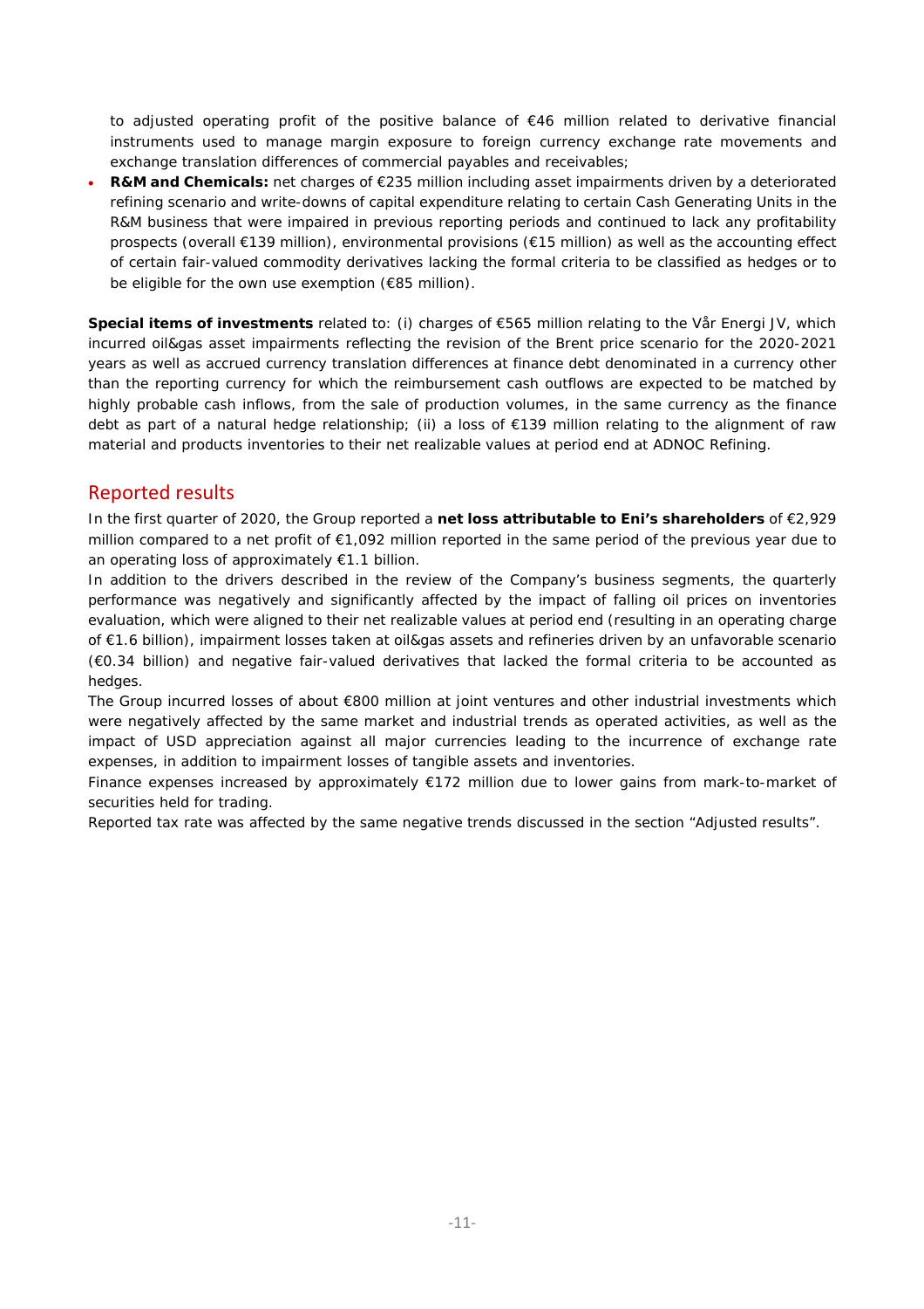to adjusted operating profit of the positive balance of €46 million related to derivative financial instruments used to manage margin exposure to foreign currency exchange rate movements and exchange translation differences of commercial payables and receivables;

- **R&M and Chemicals:** net charges of €235 million including asset impairments driven by a deteriorated refining scenario and write-downs of capital expenditure relating to certain Cash Generating Units in the R&M business that were impaired in previous reporting periods and continued to lack any profitability prospects (overall €139 million), environmental provisions (€15 million) as well as the accounting effect of certain fair-valued commodity derivatives lacking the formal criteria to be classified as hedges or to be eligible for the own use exemption (€85 million).

**Special items of investments** related to: (i) charges of €565 million relating to the Vår Energi JV, which incurred oil&gas asset impairments reflecting the revision of the Brent price scenario for the 2020-2021 years as well as accrued currency translation differences at finance debt denominated in a currency other than the reporting currency for which the reimbursement cash outflows are expected to be matched by highly probable cash inflows, from the sale of production volumes, in the same currency as the finance debt as part of a natural hedge relationship; (ii) a loss of €139 million relating to the alignment of raw material and products inventories to their net realizable values at period end at ADNOC Refining.

## Reported results

In the first quarter of 2020, the Group reported a **net loss attributable to Eni's shareholders** of €2,929 million compared to a net profit of €1,092 million reported in the same period of the previous year due to an operating loss of approximately €1.1 billion.

In addition to the drivers described in the review of the Company's business segments, the quarterly performance was negatively and significantly affected by the impact of falling oil prices on inventories evaluation, which were aligned to their net realizable values at period end (resulting in an operating charge of €1.6 billion), impairment losses taken at oil&gas assets and refineries driven by an unfavorable scenario (€0.34 billion) and negative fair-valued derivatives that lacked the formal criteria to be accounted as hedges.

The Group incurred losses of about €800 million at joint ventures and other industrial investments which were negatively affected by the same market and industrial trends as operated activities, as well as the impact of USD appreciation against all major currencies leading to the incurrence of exchange rate expenses, in addition to impairment losses of tangible assets and inventories.

Finance expenses increased by approximately €172 million due to lower gains from mark-to-market of securities held for trading.

Reported tax rate was affected by the same negative trends discussed in the section "Adjusted results".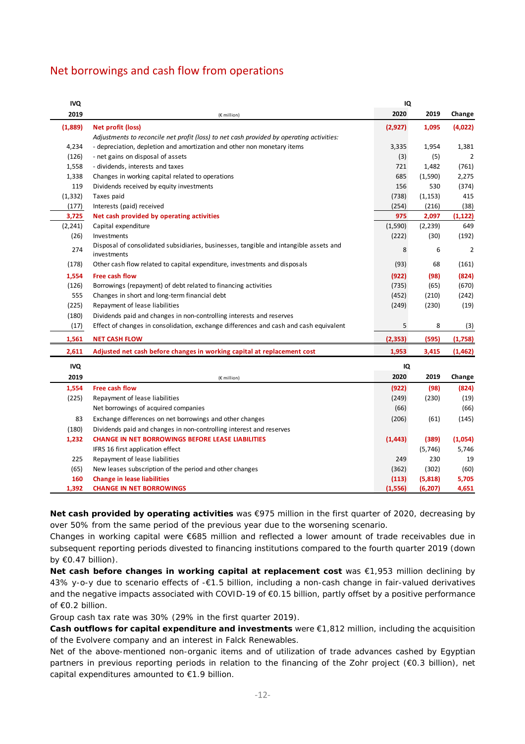## Net borrowings and cash flow from operations

| IVQ 2019 | (€ million) | IQ 2020 | IQ 2019 | Change |
|---|---|---|---|---|
| **(1,889)** | **Net profit (loss)** | **(2,927)** | **1,095** | **(4,022)** |
| | *Adjustments to reconcile net profit (loss) to net cash provided by operating activities:* | | | |
| 4,234 | - depreciation, depletion and amortization and other non monetary items | 3,335 | 1,954 | 1,381 |
| (126) | - net gains on disposal of assets | (3) | (5) | 2 |
| 1,558 | - dividends, interests and taxes | 721 | 1,482 | (761) |
| 1,338 | Changes in working capital related to operations | 685 | (1,590) | 2,275 |
| 119 | Dividends received by equity investments | 156 | 530 | (374) |
| (1,332) | Taxes paid | (738) | (1,153) | 415 |
| (177) | Interests (paid) received | (254) | (216) | (38) |
| **3,725** | **Net cash provided by operating activities** | **975** | **2,097** | **(1,122)** |
| (2,241) | Capital expenditure | (1,590) | (2,239) | 649 |
| (26) | Investments | (222) | (30) | (192) |
| 274 | Disposal of consolidated subsidiaries, businesses, tangible and intangible assets and investments | 8 | 6 | 2 |
| (178) | Other cash flow related to capital expenditure, investments and disposals | (93) | 68 | (161) |
| **1,554** | **Free cash flow** | **(922)** | **(98)** | **(824)** |
| (126) | Borrowings (repayment) of debt related to financing activities | (735) | (65) | (670) |
| 555 | Changes in short and long-term financial debt | (452) | (210) | (242) |
| (225) | Repayment of lease liabilities | (249) | (230) | (19) |
| (180) | Dividends paid and changes in non-controlling interests and reserves | | | |
| (17) | Effect of changes in consolidation, exchange differences and cash and cash equivalent | 5 | 8 | (3) |
| **1,561** | **NET CASH FLOW** | **(2,353)** | **(595)** | **(1,758)** |
| **2,611** | **Adjusted net cash before changes in working capital at replacement cost** | **1,953** | **3,415** | **(1,462)** |

| IVQ 2019 | (€ million) | IQ 2020 | IQ 2019 | Change |
|---|---|---|---|---|
| **1,554** | **Free cash flow** | **(922)** | **(98)** | **(824)** |
| (225) | Repayment of lease liabilities | (249) | (230) | (19) |
| | Net borrowings of acquired companies | (66) | | (66) |
| 83 | Exchange differences on net borrowings and other changes | (206) | (61) | (145) |
| (180) | Dividends paid and changes in non-controlling interest and reserves | | | |
| **1,232** | **CHANGE IN NET BORROWINGS BEFORE LEASE LIABILITIES** | **(1,443)** | **(389)** | **(1,054)** |
| | IFRS 16 first application effect | | (5,746) | 5,746 |
| 225 | Repayment of lease liabilities | 249 | 230 | 19 |
| (65) | New leases subscription of the period and other changes | (362) | (302) | (60) |
| **160** | **Change in lease liabilities** | **(113)** | **(5,818)** | **5,705** |
| **1,392** | **CHANGE IN NET BORROWINGS** | **(1,556)** | **(6,207)** | **4,651** |

**Net cash provided by operating activities** was €975 million in the first quarter of 2020, decreasing by over 50% from the same period of the previous year due to the worsening scenario.
Changes in working capital were €685 million and reflected a lower amount of trade receivables due in subsequent reporting periods divested to financing institutions compared to the fourth quarter 2019 (down by €0.47 billion).
**Net cash before changes in working capital at replacement cost** was €1,953 million declining by 43% y-o-y due to scenario effects of -€1.5 billion, including a non-cash change in fair-valued derivatives and the negative impacts associated with COVID-19 of €0.15 billion, partly offset by a positive performance of €0.2 billion.
Group cash tax rate was 30% (29% in the first quarter 2019).
**Cash outflows for capital expenditure and investments** were €1,812 million, including the acquisition of the Evolvere company and an interest in Falck Renewables.
Net of the above-mentioned non-organic items and of utilization of trade advances cashed by Egyptian partners in previous reporting periods in relation to the financing of the Zohr project (€0.3 billion), net capital expenditures amounted to €1.9 billion.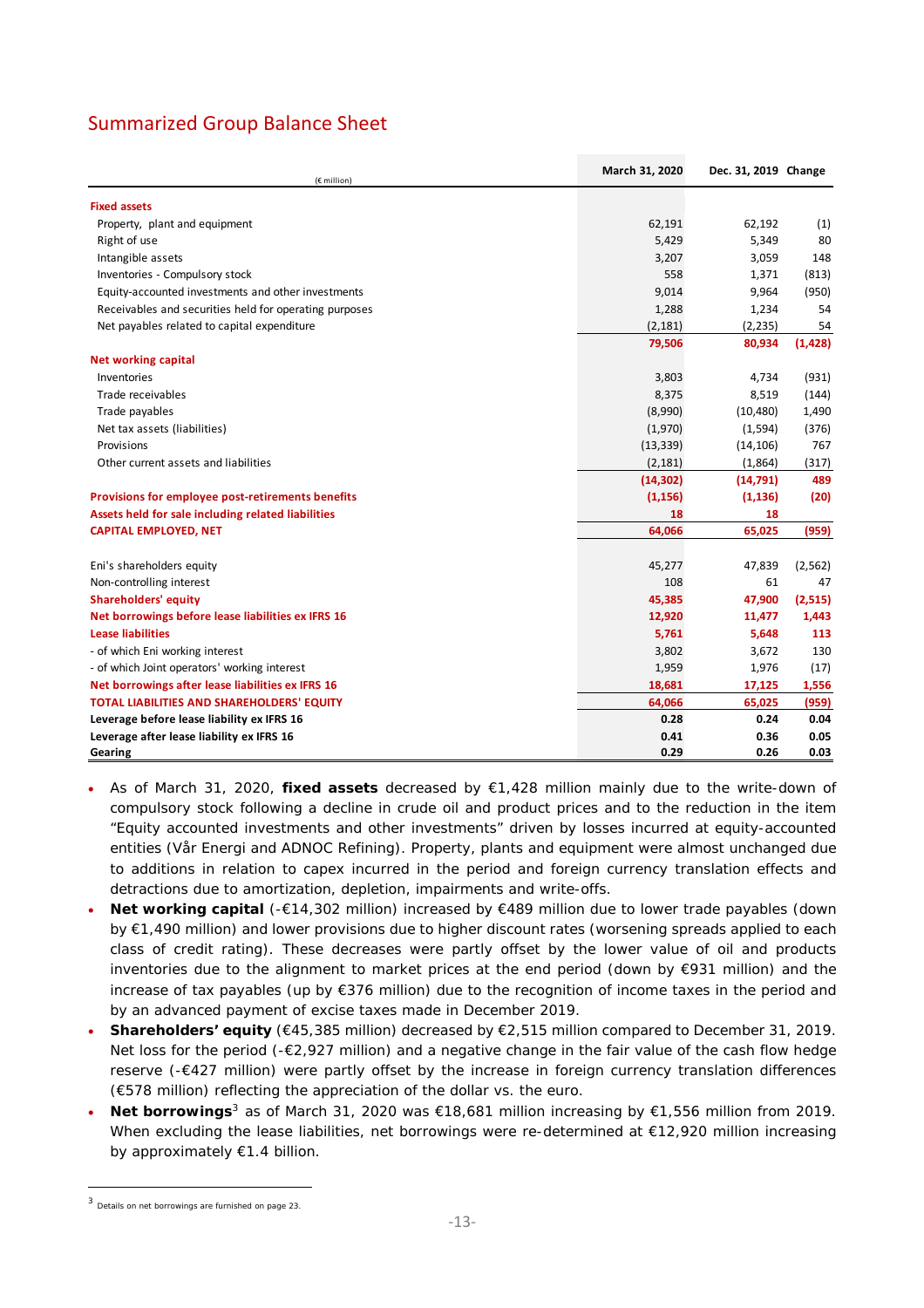## Summarized Group Balance Sheet

| (€ million) | March 31, 2020 | Dec. 31, 2019 | Change |
|---|---|---|---|
| **Fixed assets** | | | |
| Property, plant and equipment | 62,191 | 62,192 | (1) |
| Right of use | 5,429 | 5,349 | 80 |
| Intangible assets | 3,207 | 3,059 | 148 |
| Inventories - Compulsory stock | 558 | 1,371 | (813) |
| Equity-accounted investments and other investments | 9,014 | 9,964 | (950) |
| Receivables and securities held for operating purposes | 1,288 | 1,234 | 54 |
| Net payables related to capital expenditure | (2,181) | (2,235) | 54 |
| | **79,506** | **80,934** | **(1,428)** |
| **Net working capital** | | | |
| Inventories | 3,803 | 4,734 | (931) |
| Trade receivables | 8,375 | 8,519 | (144) |
| Trade payables | (8,990) | (10,480) | 1,490 |
| Net tax assets (liabilities) | (1,970) | (1,594) | (376) |
| Provisions | (13,339) | (14,106) | 767 |
| Other current assets and liabilities | (2,181) | (1,864) | (317) |
| | **(14,302)** | **(14,791)** | **489** |
| **Provisions for employee post-retirements benefits** | **(1,156)** | **(1,136)** | **(20)** |
| **Assets held for sale including related liabilities** | **18** | **18** | |
| **CAPITAL EMPLOYED, NET** | **64,066** | **65,025** | **(959)** |
| Eni's shareholders equity | 45,277 | 47,839 | (2,562) |
| Non-controlling interest | 108 | 61 | 47 |
| **Shareholders' equity** | **45,385** | **47,900** | **(2,515)** |
| **Net borrowings before lease liabilities ex IFRS 16** | **12,920** | **11,477** | **1,443** |
| **Lease liabilities** | **5,761** | **5,648** | **113** |
| - of which Eni working interest | 3,802 | 3,672 | 130 |
| - of which Joint operators' working interest | 1,959 | 1,976 | (17) |
| **Net borrowings after lease liabilities ex IFRS 16** | **18,681** | **17,125** | **1,556** |
| **TOTAL LIABILITIES AND SHAREHOLDERS' EQUITY** | **64,066** | **65,025** | **(959)** |
| **Leverage before lease liability ex IFRS 16** | **0.28** | **0.24** | **0.04** |
| **Leverage after lease liability ex IFRS 16** | **0.41** | **0.36** | **0.05** |
| **Gearing** | **0.29** | **0.26** | **0.03** |

- As of March 31, 2020, **fixed assets** decreased by €1,428 million mainly due to the write-down of compulsory stock following a decline in crude oil and product prices and to the reduction in the item "Equity accounted investments and other investments" driven by losses incurred at equity-accounted entities (Vår Energi and ADNOC Refining). Property, plants and equipment were almost unchanged due to additions in relation to capex incurred in the period and foreign currency translation effects and detractions due to amortization, depletion, impairments and write-offs.
- **Net working capital** (-€14,302 million) increased by €489 million due to lower trade payables (down by €1,490 million) and lower provisions due to higher discount rates (worsening spreads applied to each class of credit rating). These decreases were partly offset by the lower value of oil and products inventories due to the alignment to market prices at the end period (down by €931 million) and the increase of tax payables (up by €376 million) due to the recognition of income taxes in the period and by an advanced payment of excise taxes made in December 2019.
- **Shareholders' equity** (€45,385 million) decreased by €2,515 million compared to December 31, 2019. Net loss for the period (-€2,927 million) and a negative change in the fair value of the cash flow hedge reserve (-€427 million) were partly offset by the increase in foreign currency translation differences (€578 million) reflecting the appreciation of the dollar vs. the euro.
- **Net borrowings**[3] as of March 31, 2020 was €18,681 million increasing by €1,556 million from 2019. When excluding the lease liabilities, net borrowings were re-determined at €12,920 million increasing by approximately €1.4 billion.

[3] Details on net borrowings are furnished on page 23.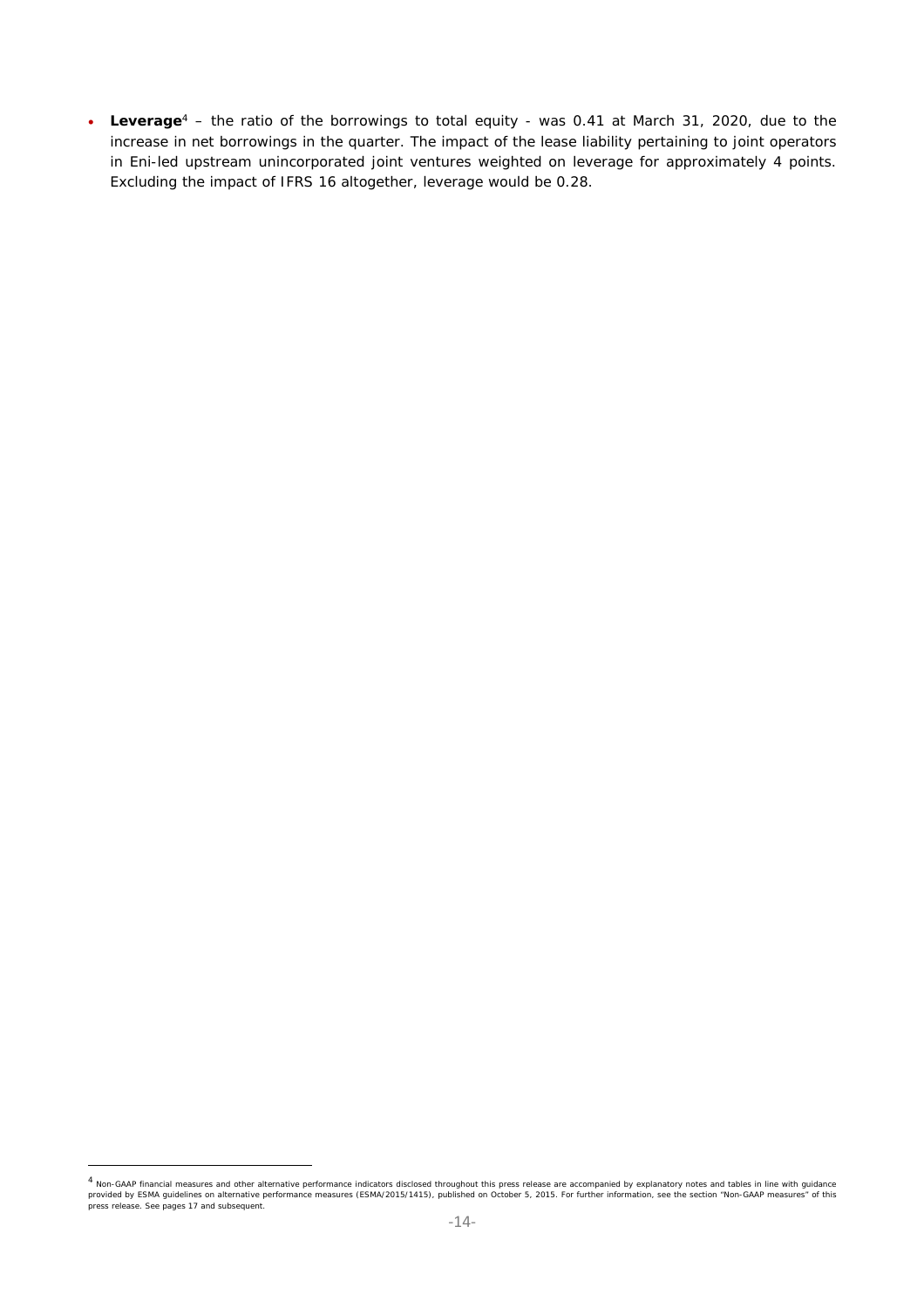- **Leverage**[4] – the ratio of the borrowings to total equity - was 0.41 at March 31, 2020, due to the increase in net borrowings in the quarter. The impact of the lease liability pertaining to joint operators in Eni-led upstream unincorporated joint ventures weighted on leverage for approximately 4 points. Excluding the impact of IFRS 16 altogether, leverage would be 0.28.

[4] Non-GAAP financial measures and other alternative performance indicators disclosed throughout this press release are accompanied by explanatory notes and tables in line with guidance provided by ESMA guidelines on alternative performance measures (ESMA/2015/1415), published on October 5, 2015. For further information, see the section "Non-GAAP measures" of this press release. See pages 17 and subsequent.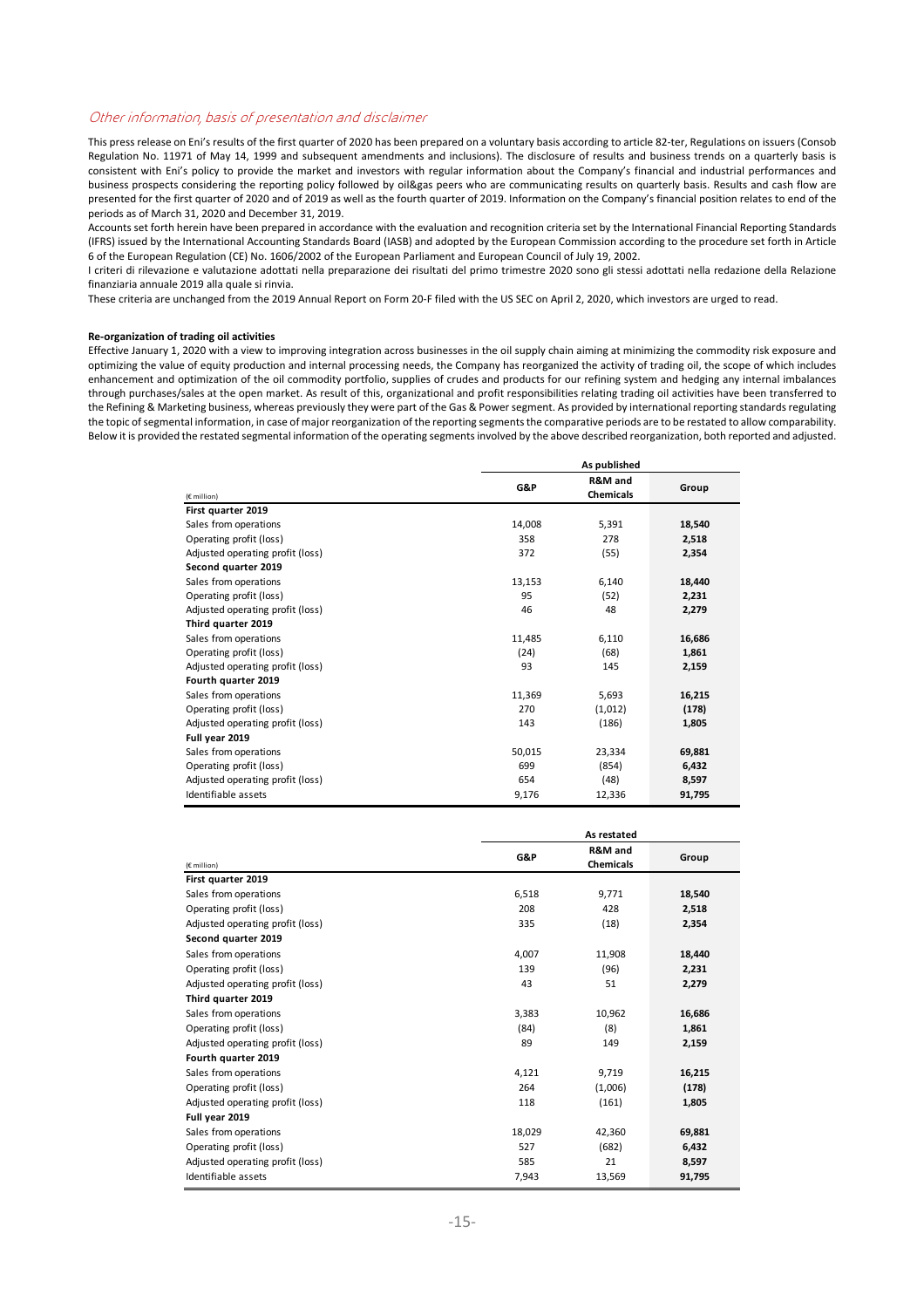## *Other information, basis of presentation and disclaimer*

This press release on Eni's results of the first quarter of 2020 has been prepared on a voluntary basis according to article 82-ter, Regulations on issuers (Consob Regulation No. 11971 of May 14, 1999 and subsequent amendments and inclusions). The disclosure of results and business trends on a quarterly basis is consistent with Eni's policy to provide the market and investors with regular information about the Company's financial and industrial performances and business prospects considering the reporting policy followed by oil&gas peers who are communicating results on quarterly basis. Results and cash flow are presented for the first quarter of 2020 and of 2019 as well as the fourth quarter of 2019. Information on the Company's financial position relates to end of the periods as of March 31, 2020 and December 31, 2019.

Accounts set forth herein have been prepared in accordance with the evaluation and recognition criteria set by the International Financial Reporting Standards (IFRS) issued by the International Accounting Standards Board (IASB) and adopted by the European Commission according to the procedure set forth in Article 6 of the European Regulation (CE) No. 1606/2002 of the European Parliament and European Council of July 19, 2002.

I criteri di rilevazione e valutazione adottati nella preparazione dei risultati del primo trimestre 2020 sono gli stessi adottati nella redazione della Relazione finanziaria annuale 2019 alla quale si rinvia.

These criteria are unchanged from the 2019 Annual Report on Form 20-F filed with the US SEC on April 2, 2020, which investors are urged to read.

**Re-organization of trading oil activities**

Effective January 1, 2020 with a view to improving integration across businesses in the oil supply chain aiming at minimizing the commodity risk exposure and optimizing the value of equity production and internal processing needs, the Company has reorganized the activity of trading oil, the scope of which includes enhancement and optimization of the oil commodity portfolio, supplies of crudes and products for our refining system and hedging any internal imbalances through purchases/sales at the open market. As result of this, organizational and profit responsibilities relating trading oil activities have been transferred to the Refining & Marketing business, whereas previously they were part of the Gas & Power segment. As provided by international reporting standards regulating the topic of segmental information, in case of major reorganization of the reporting segments the comparative periods are to be restated to allow comparability. Below it is provided the restated segmental information of the operating segments involved by the above described reorganization, both reported and adjusted.

| | As published | | |
|---|---|---|---|
| (€ million) | G&P | R&M and Chemicals | Group |
| **First quarter 2019** | | | |
| Sales from operations | 14,008 | 5,391 | **18,540** |
| Operating profit (loss) | 358 | 278 | **2,518** |
| Adjusted operating profit (loss) | 372 | (55) | **2,354** |
| **Second quarter 2019** | | | |
| Sales from operations | 13,153 | 6,140 | **18,440** |
| Operating profit (loss) | 95 | (52) | **2,231** |
| Adjusted operating profit (loss) | 46 | 48 | **2,279** |
| **Third quarter 2019** | | | |
| Sales from operations | 11,485 | 6,110 | **16,686** |
| Operating profit (loss) | (24) | (68) | **1,861** |
| Adjusted operating profit (loss) | 93 | 145 | **2,159** |
| **Fourth quarter 2019** | | | |
| Sales from operations | 11,369 | 5,693 | **16,215** |
| Operating profit (loss) | 270 | (1,012) | **(178)** |
| Adjusted operating profit (loss) | 143 | (186) | **1,805** |
| **Full year 2019** | | | |
| Sales from operations | 50,015 | 23,334 | **69,881** |
| Operating profit (loss) | 699 | (854) | **6,432** |
| Adjusted operating profit (loss) | 654 | (48) | **8,597** |
| Identifiable assets | 9,176 | 12,336 | **91,795** |

| | As restated | | |
|---|---|---|---|
| (€ million) | G&P | R&M and Chemicals | Group |
| **First quarter 2019** | | | |
| Sales from operations | 6,518 | 9,771 | **18,540** |
| Operating profit (loss) | 208 | 428 | **2,518** |
| Adjusted operating profit (loss) | 335 | (18) | **2,354** |
| **Second quarter 2019** | | | |
| Sales from operations | 4,007 | 11,908 | **18,440** |
| Operating profit (loss) | 139 | (96) | **2,231** |
| Adjusted operating profit (loss) | 43 | 51 | **2,279** |
| **Third quarter 2019** | | | |
| Sales from operations | 3,383 | 10,962 | **16,686** |
| Operating profit (loss) | (84) | (8) | **1,861** |
| Adjusted operating profit (loss) | 89 | 149 | **2,159** |
| **Fourth quarter 2019** | | | |
| Sales from operations | 4,121 | 9,719 | **16,215** |
| Operating profit (loss) | 264 | (1,006) | **(178)** |
| Adjusted operating profit (loss) | 118 | (161) | **1,805** |
| **Full year 2019** | | | |
| Sales from operations | 18,029 | 42,360 | **69,881** |
| Operating profit (loss) | 527 | (682) | **6,432** |
| Adjusted operating profit (loss) | 585 | 21 | **8,597** |
| Identifiable assets | 7,943 | 13,569 | **91,795** |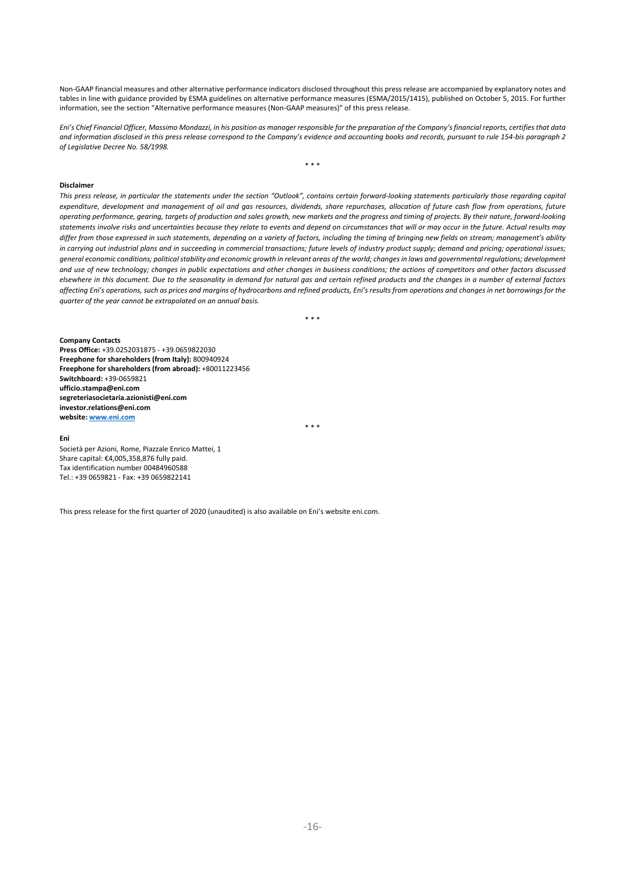Non-GAAP financial measures and other alternative performance indicators disclosed throughout this press release are accompanied by explanatory notes and tables in line with guidance provided by ESMA guidelines on alternative performance measures (ESMA/2015/1415), published on October 5, 2015. For further information, see the section "Alternative performance measures (Non-GAAP measures)" of this press release.

*Eni's Chief Financial Officer, Massimo Mondazzi, in his position as manager responsible for the preparation of the Company's financial reports, certifies that data and information disclosed in this press release correspond to the Company's evidence and accounting books and records, pursuant to rule 154-bis paragraph 2 of Legislative Decree No. 58/1998.*

\* \* \*

**Disclaimer**

*This press release, in particular the statements under the section "Outlook", contains certain forward-looking statements particularly those regarding capital expenditure, development and management of oil and gas resources, dividends, share repurchases, allocation of future cash flow from operations, future operating performance, gearing, targets of production and sales growth, new markets and the progress and timing of projects. By their nature, forward-looking statements involve risks and uncertainties because they relate to events and depend on circumstances that will or may occur in the future. Actual results may differ from those expressed in such statements, depending on a variety of factors, including the timing of bringing new fields on stream; management's ability in carrying out industrial plans and in succeeding in commercial transactions; future levels of industry product supply; demand and pricing; operational issues; general economic conditions; political stability and economic growth in relevant areas of the world; changes in laws and governmental regulations; development and use of new technology; changes in public expectations and other changes in business conditions; the actions of competitors and other factors discussed elsewhere in this document. Due to the seasonality in demand for natural gas and certain refined products and the changes in a number of external factors affecting Eni's operations, such as prices and margins of hydrocarbons and refined products, Eni's results from operations and changes in net borrowings for the quarter of the year cannot be extrapolated on an annual basis.*

\* \* \*

**Company Contacts**
**Press Office:** +39.0252031875 - +39.0659822030
**Freephone for shareholders (from Italy):** 800940924
**Freephone for shareholders (from abroad):** +80011223456
**Switchboard:** +39-0659821
**ufficio.stampa@eni.com**
**segreteriasocietaria.azionisti@eni.com**
**investor.relations@eni.com**
**website: www.eni.com**

\* \* \*

**Eni**
Società per Azioni, Rome, Piazzale Enrico Mattei, 1
Share capital: €4,005,358,876 fully paid.
Tax identification number 00484960588
Tel.: +39 0659821 - Fax: +39 0659822141

This press release for the first quarter of 2020 (unaudited) is also available on Eni's website eni.com.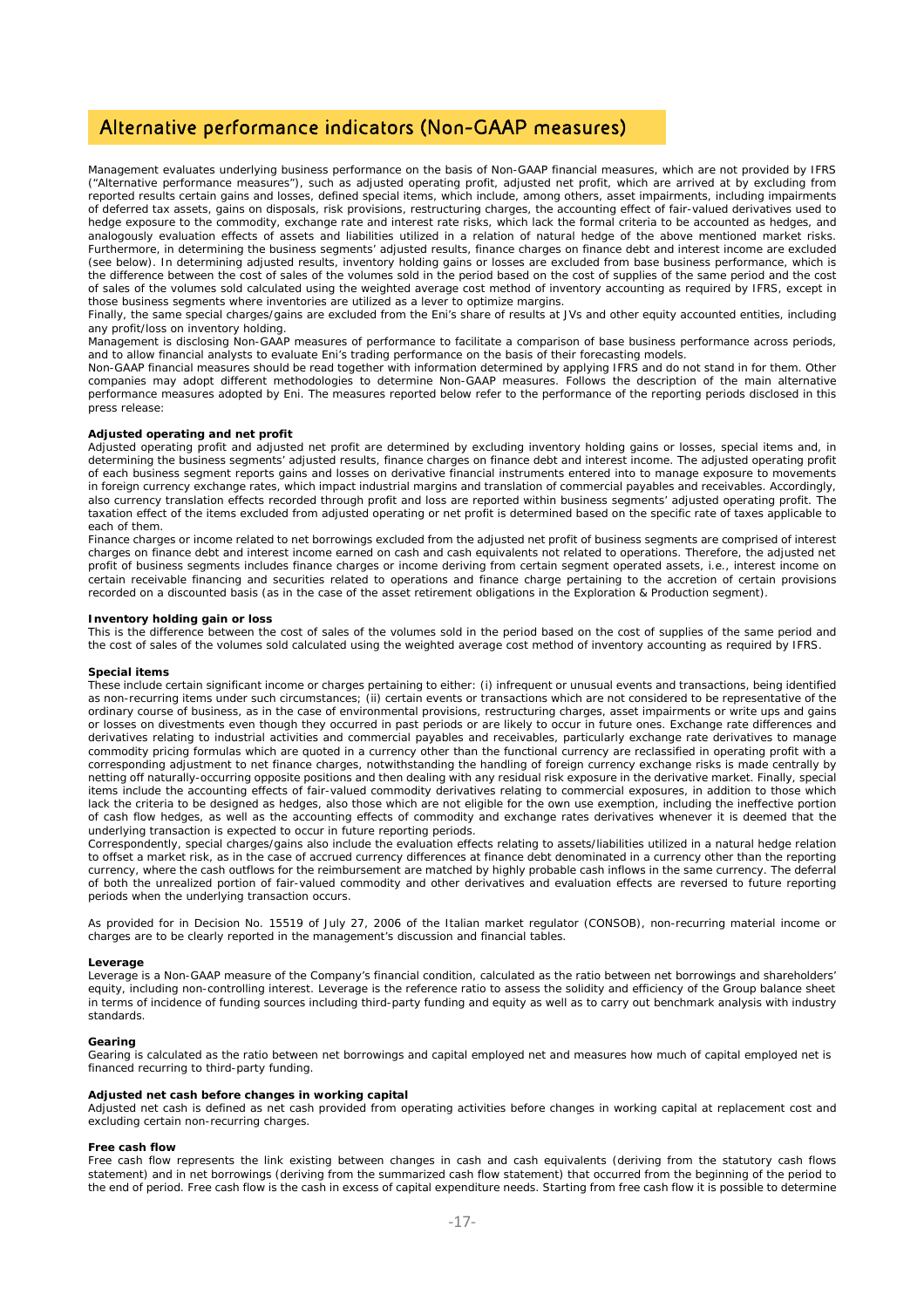## Alternative performance indicators (Non-GAAP measures)

Management evaluates underlying business performance on the basis of Non-GAAP financial measures, which are not provided by IFRS ("Alternative performance measures"), such as adjusted operating profit, adjusted net profit, which are arrived at by excluding from reported results certain gains and losses, defined special items, which include, among others, asset impairments, including impairments of deferred tax assets, gains on disposals, risk provisions, restructuring charges, the accounting effect of fair-valued derivatives used to hedge exposure to the commodity, exchange rate and interest rate risks, which lack the formal criteria to be accounted as hedges, and analogously evaluation effects of assets and liabilities utilized in a relation of natural hedge of the above mentioned market risks. Furthermore, in determining the business segments' adjusted results, finance charges on finance debt and interest income are excluded (see below). In determining adjusted results, inventory holding gains or losses are excluded from base business performance, which is the difference between the cost of sales of the volumes sold in the period based on the cost of supplies of the same period and the cost of sales of the volumes sold calculated using the weighted average cost method of inventory accounting as required by IFRS, except in those business segments where inventories are utilized as a lever to optimize margins.

Finally, the same special charges/gains are excluded from the Eni's share of results at JVs and other equity accounted entities, including any profit/loss on inventory holding.

Management is disclosing Non-GAAP measures of performance to facilitate a comparison of base business performance across periods, and to allow financial analysts to evaluate Eni's trading performance on the basis of their forecasting models.

Non-GAAP financial measures should be read together with information determined by applying IFRS and do not stand in for them. Other companies may adopt different methodologies to determine Non-GAAP measures. Follows the description of the main alternative performance measures adopted by Eni. The measures reported below refer to the performance of the reporting periods disclosed in this press release:

**Adjusted operating and net profit**

Adjusted operating profit and adjusted net profit are determined by excluding inventory holding gains or losses, special items and, in determining the business segments' adjusted results, finance charges on finance debt and interest income. The adjusted operating profit of each business segment reports gains and losses on derivative financial instruments entered into to manage exposure to movements in foreign currency exchange rates, which impact industrial margins and translation of commercial payables and receivables. Accordingly, also currency translation effects recorded through profit and loss are reported within business segments' adjusted operating profit. The taxation effect of the items excluded from adjusted operating or net profit is determined based on the specific rate of taxes applicable to each of them.

Finance charges or income related to net borrowings excluded from the adjusted net profit of business segments are comprised of interest charges on finance debt and interest income earned on cash and cash equivalents not related to operations. Therefore, the adjusted net profit of business segments includes finance charges or income deriving from certain segment operated assets, i.e., interest income on certain receivable financing and securities related to operations and finance charge pertaining to the accretion of certain provisions recorded on a discounted basis (as in the case of the asset retirement obligations in the Exploration & Production segment).

**Inventory holding gain or loss**

This is the difference between the cost of sales of the volumes sold in the period based on the cost of supplies of the same period and the cost of sales of the volumes sold calculated using the weighted average cost method of inventory accounting as required by IFRS.

**Special items**

These include certain significant income or charges pertaining to either: (i) infrequent or unusual events and transactions, being identified as non-recurring items under such circumstances; (ii) certain events or transactions which are not considered to be representative of the ordinary course of business, as in the case of environmental provisions, restructuring charges, asset impairments or write ups and gains or losses on divestments even though they occurred in past periods or are likely to occur in future ones. Exchange rate differences and derivatives relating to industrial activities and commercial payables and receivables, particularly exchange rate derivatives to manage commodity pricing formulas which are quoted in a currency other than the functional currency are reclassified in operating profit with a corresponding adjustment to net finance charges, notwithstanding the handling of foreign currency exchange risks is made centrally by netting off naturally-occurring opposite positions and then dealing with any residual risk exposure in the derivative market. Finally, special items include the accounting effects of fair-valued commodity derivatives relating to commercial exposures, in addition to those which lack the criteria to be designed as hedges, also those which are not eligible for the own use exemption, including the ineffective portion of cash flow hedges, as well as the accounting effects of commodity and exchange rates derivatives whenever it is deemed that the underlying transaction is expected to occur in future reporting periods.

Correspondently, special charges/gains also include the evaluation effects relating to assets/liabilities utilized in a natural hedge relation to offset a market risk, as in the case of accrued currency differences at finance debt denominated in a currency other than the reporting currency, where the cash outflows for the reimbursement are matched by highly probable cash inflows in the same currency. The deferral of both the unrealized portion of fair-valued commodity and other derivatives and evaluation effects are reversed to future reporting periods when the underlying transaction occurs.

As provided for in Decision No. 15519 of July 27, 2006 of the Italian market regulator (CONSOB), non-recurring material income or charges are to be clearly reported in the management's discussion and financial tables.

**Leverage**

Leverage is a Non-GAAP measure of the Company's financial condition, calculated as the ratio between net borrowings and shareholders' equity, including non-controlling interest. Leverage is the reference ratio to assess the solidity and efficiency of the Group balance sheet in terms of incidence of funding sources including third-party funding and equity as well as to carry out benchmark analysis with industry standards.

**Gearing**

Gearing is calculated as the ratio between net borrowings and capital employed net and measures how much of capital employed net is financed recurring to third-party funding.

**Adjusted net cash before changes in working capital**

Adjusted net cash is defined as net cash provided from operating activities before changes in working capital at replacement cost and excluding certain non-recurring charges.

**Free cash flow**

Free cash flow represents the link existing between changes in cash and cash equivalents (deriving from the statutory cash flows statement) and in net borrowings (deriving from the summarized cash flow statement) that occurred from the beginning of the period to the end of period. Free cash flow is the cash in excess of capital expenditure needs. Starting from free cash flow it is possible to determine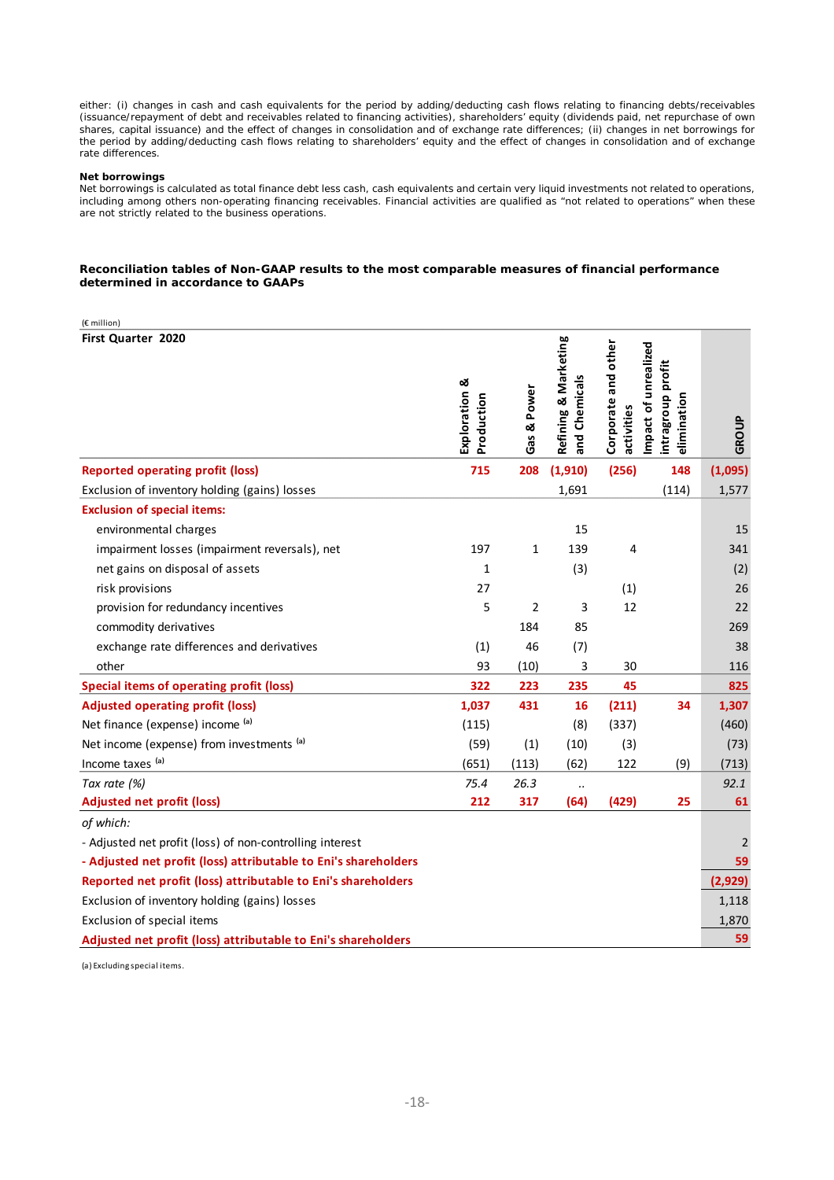either: (i) changes in cash and cash equivalents for the period by adding/deducting cash flows relating to financing debts/receivables (issuance/repayment of debt and receivables related to financing activities), shareholders' equity (dividends paid, net repurchase of own shares, capital issuance) and the effect of changes in consolidation and of exchange rate differences; (ii) changes in net borrowings for the period by adding/deducting cash flows relating to shareholders' equity and the effect of changes in consolidation and of exchange rate differences.

**Net borrowings**
Net borrowings is calculated as total finance debt less cash, cash equivalents and certain very liquid investments not related to operations, including among others non-operating financing receivables. Financial activities are qualified as "not related to operations" when these are not strictly related to the business operations.

**Reconciliation tables of Non-GAAP results to the most comparable measures of financial performance determined in accordance to GAAPs**

(€ million)

| First Quarter 2020 | Exploration & Production | Gas & Power | Refining & Marketing and Chemicals | Corporate and other activities | Impact of unrealized intragroup profit elimination | GROUP |
|---|---|---|---|---|---|---|
| **Reported operating profit (loss)** | **715** | **208** | **(1,910)** | **(256)** | **148** | **(1,095)** |
| Exclusion of inventory holding (gains) losses | | | 1,691 | | (114) | 1,577 |
| **Exclusion of special items:** | | | | | | |
| environmental charges | | | 15 | | | 15 |
| impairment losses (impairment reversals), net | 197 | 1 | 139 | 4 | | 341 |
| net gains on disposal of assets | 1 | | (3) | | | (2) |
| risk provisions | 27 | | | (1) | | 26 |
| provision for redundancy incentives | 5 | 2 | 3 | 12 | | 22 |
| commodity derivatives | | 184 | 85 | | | 269 |
| exchange rate differences and derivatives | (1) | 46 | (7) | | | 38 |
| other | 93 | (10) | 3 | 30 | | 116 |
| **Special items of operating profit (loss)** | **322** | **223** | **235** | **45** | | **825** |
| **Adjusted operating profit (loss)** | **1,037** | **431** | **16** | **(211)** | **34** | **1,307** |
| Net finance (expense) income [(a)] | (115) | | (8) | (337) | | (460) |
| Net income (expense) from investments [(a)] | (59) | (1) | (10) | (3) | | (73) |
| Income taxes [(a)] | (651) | (113) | (62) | 122 | (9) | (713) |
| *Tax rate (%)* | *75.4* | *26.3* | *..* | | | *92.1* |
| **Adjusted net profit (loss)** | **212** | **317** | **(64)** | **(429)** | **25** | **61** |
| *of which:* | | | | | | |
| - Adjusted net profit (loss) of non-controlling interest | | | | | | 2 |
| **- Adjusted net profit (loss) attributable to Eni's shareholders** | | | | | | **59** |
| **Reported net profit (loss) attributable to Eni's shareholders** | | | | | | **(2,929)** |
| Exclusion of inventory holding (gains) losses | | | | | | 1,118 |
| Exclusion of special items | | | | | | 1,870 |
| **Adjusted net profit (loss) attributable to Eni's shareholders** | | | | | | **59** |

(a) Excluding special items.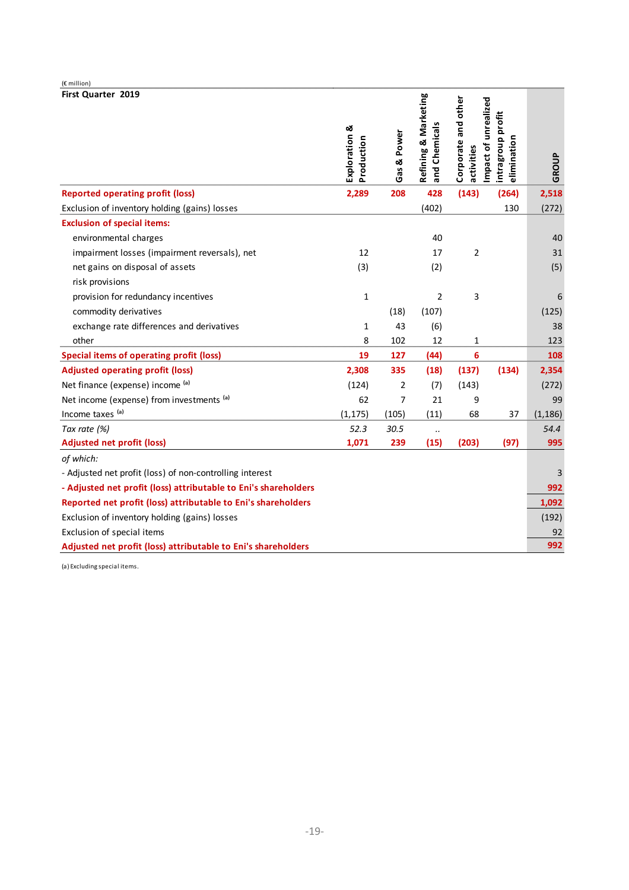(€ million)

| First Quarter 2019 | Exploration & Production | Gas & Power | Refining & Marketing and Chemicals | Corporate and other activities | Impact of unrealized intragroup profit elimination | GROUP |
|---|---|---|---|---|---|---|
| **Reported operating profit (loss)** | **2,289** | **208** | **428** | **(143)** | **(264)** | **2,518** |
| Exclusion of inventory holding (gains) losses | | | (402) | | 130 | (272) |
| **Exclusion of special items:** | | | | | | |
| environmental charges | | | 40 | | | 40 |
| impairment losses (impairment reversals), net | 12 | | 17 | 2 | | 31 |
| net gains on disposal of assets | (3) | | (2) | | | (5) |
| risk provisions | | | | | | |
| provision for redundancy incentives | 1 | | 2 | 3 | | 6 |
| commodity derivatives | | (18) | (107) | | | (125) |
| exchange rate differences and derivatives | 1 | 43 | (6) | | | 38 |
| other | 8 | 102 | 12 | 1 | | 123 |
| **Special items of operating profit (loss)** | **19** | **127** | **(44)** | **6** | | **108** |
| **Adjusted operating profit (loss)** | **2,308** | **335** | **(18)** | **(137)** | **(134)** | **2,354** |
| Net finance (expense) income [(a)] | (124) | 2 | (7) | (143) | | (272) |
| Net income (expense) from investments [(a)] | 62 | 7 | 21 | 9 | | 99 |
| Income taxes [(a)] | (1,175) | (105) | (11) | 68 | 37 | (1,186) |
| *Tax rate (%)* | *52.3* | *30.5* | *..* | | | *54.4* |
| **Adjusted net profit (loss)** | **1,071** | **239** | **(15)** | **(203)** | **(97)** | **995** |
| *of which:* | | | | | | |
| - Adjusted net profit (loss) of non-controlling interest | | | | | | 3 |
| **- Adjusted net profit (loss) attributable to Eni's shareholders** | | | | | | **992** |
| **Reported net profit (loss) attributable to Eni's shareholders** | | | | | | **1,092** |
| Exclusion of inventory holding (gains) losses | | | | | | (192) |
| Exclusion of special items | | | | | | 92 |
| **Adjusted net profit (loss) attributable to Eni's shareholders** | | | | | | **992** |

(a) Excluding special items.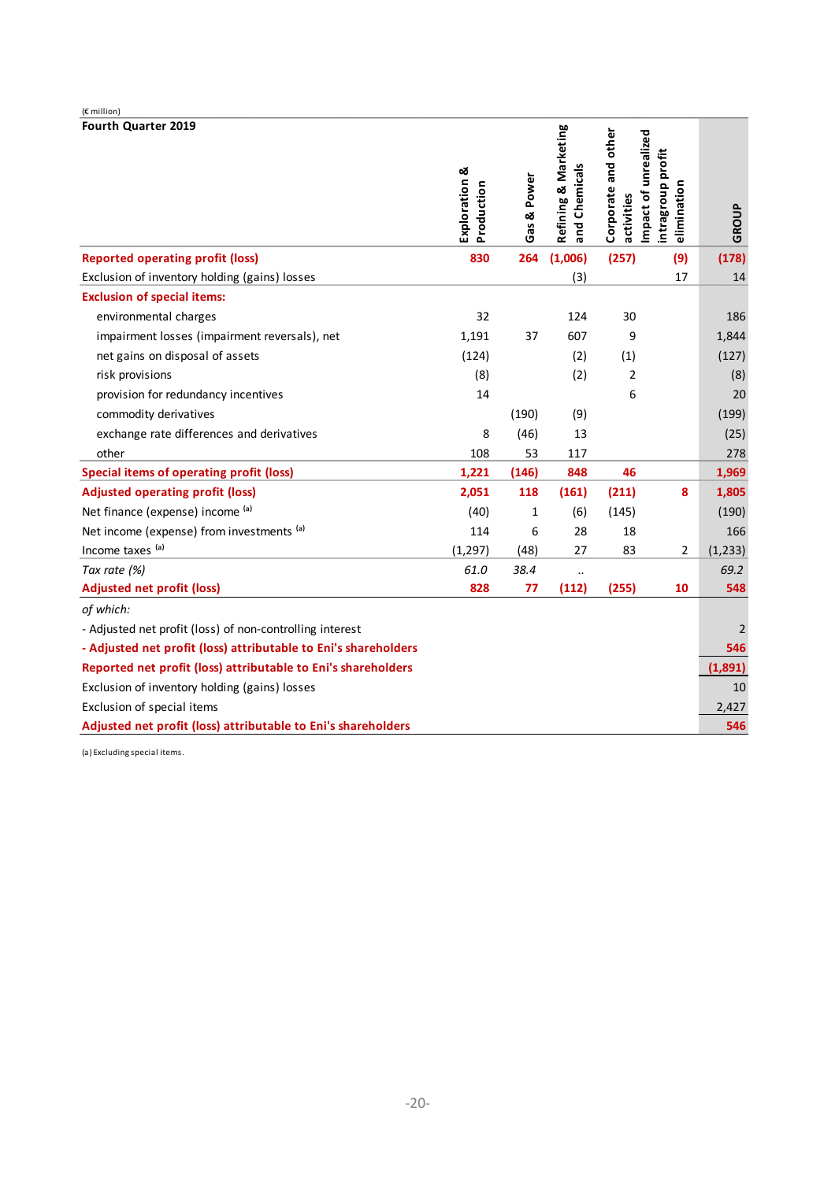(€ million)

| Fourth Quarter 2019 | Exploration & Production | Gas & Power | Refining & Marketing and Chemicals | Corporate and other activities | Impact of unrealized intragroup profit elimination | GROUP |
|---|---|---|---|---|---|---|
| **Reported operating profit (loss)** | **830** | **264** | **(1,006)** | **(257)** | **(9)** | **(178)** |
| Exclusion of inventory holding (gains) losses | | | (3) | | 17 | 14 |
| **Exclusion of special items:** | | | | | | |
| environmental charges | 32 | | 124 | 30 | | 186 |
| impairment losses (impairment reversals), net | 1,191 | 37 | 607 | 9 | | 1,844 |
| net gains on disposal of assets | (124) | | (2) | (1) | | (127) |
| risk provisions | (8) | | (2) | 2 | | (8) |
| provision for redundancy incentives | 14 | | | 6 | | 20 |
| commodity derivatives | | (190) | (9) | | | (199) |
| exchange rate differences and derivatives | 8 | (46) | 13 | | | (25) |
| other | 108 | 53 | 117 | | | 278 |
| **Special items of operating profit (loss)** | **1,221** | **(146)** | **848** | **46** | | **1,969** |
| **Adjusted operating profit (loss)** | **2,051** | **118** | **(161)** | **(211)** | **8** | **1,805** |
| Net finance (expense) income [(a)] | (40) | 1 | (6) | (145) | | (190) |
| Net income (expense) from investments [(a)] | 114 | 6 | 28 | 18 | | 166 |
| Income taxes [(a)] | (1,297) | (48) | 27 | 83 | 2 | (1,233) |
| *Tax rate (%)* | *61.0* | *38.4* | *..* | | | *69.2* |
| **Adjusted net profit (loss)** | **828** | **77** | **(112)** | **(255)** | **10** | **548** |
| *of which:* | | | | | | |
| - Adjusted net profit (loss) of non-controlling interest | | | | | | 2 |
| **- Adjusted net profit (loss) attributable to Eni's shareholders** | | | | | | **546** |
| **Reported net profit (loss) attributable to Eni's shareholders** | | | | | | **(1,891)** |
| Exclusion of inventory holding (gains) losses | | | | | | 10 |
| Exclusion of special items | | | | | | 2,427 |
| **Adjusted net profit (loss) attributable to Eni's shareholders** | | | | | | **546** |

(a) Excluding special items.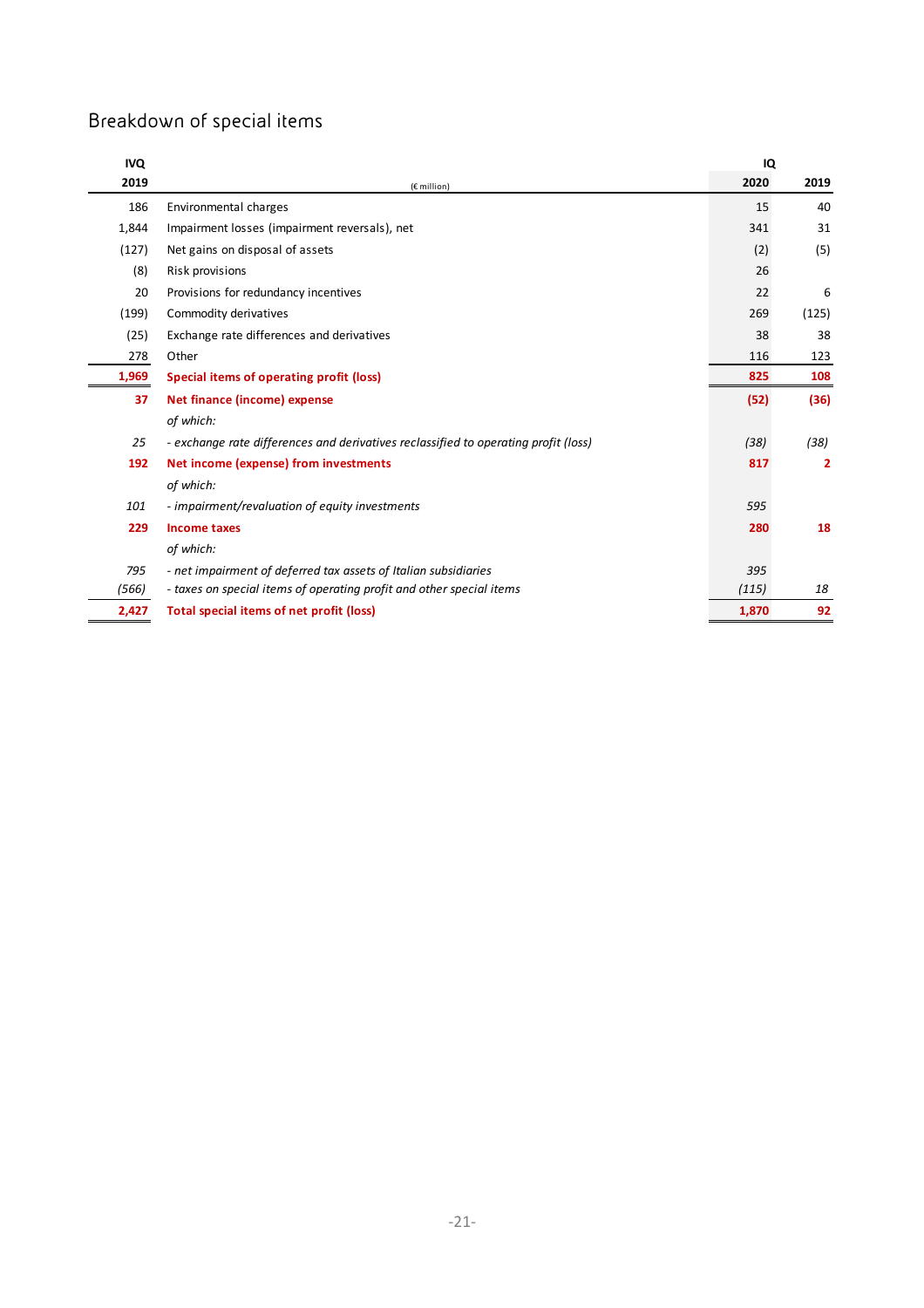## Breakdown of special items

| IVQ 2019 | (€ million) | IQ 2020 | IQ 2019 |
|---|---|---|---|
| 186 | Environmental charges | 15 | 40 |
| 1,844 | Impairment losses (impairment reversals), net | 341 | 31 |
| (127) | Net gains on disposal of assets | (2) | (5) |
| (8) | Risk provisions | 26 | |
| 20 | Provisions for redundancy incentives | 22 | 6 |
| (199) | Commodity derivatives | 269 | (125) |
| (25) | Exchange rate differences and derivatives | 38 | 38 |
| 278 | Other | 116 | 123 |
| **1,969** | **Special items of operating profit (loss)** | **825** | **108** |
| **37** | **Net finance (income) expense** | **(52)** | **(36)** |
| | *of which:* | | |
| *25* | *- exchange rate differences and derivatives reclassified to operating profit (loss)* | *(38)* | *(38)* |
| **192** | **Net income (expense) from investments** | **817** | **2** |
| | *of which:* | | |
| *101* | *- impairment/revaluation of equity investments* | *595* | |
| **229** | **Income taxes** | **280** | **18** |
| | *of which:* | | |
| *795* | *- net impairment of deferred tax assets of Italian subsidiaries* | *395* | |
| *(566)* | *- taxes on special items of operating profit and other special items* | *(115)* | *18* |
| **2,427** | **Total special items of net profit (loss)** | **1,870** | **92** |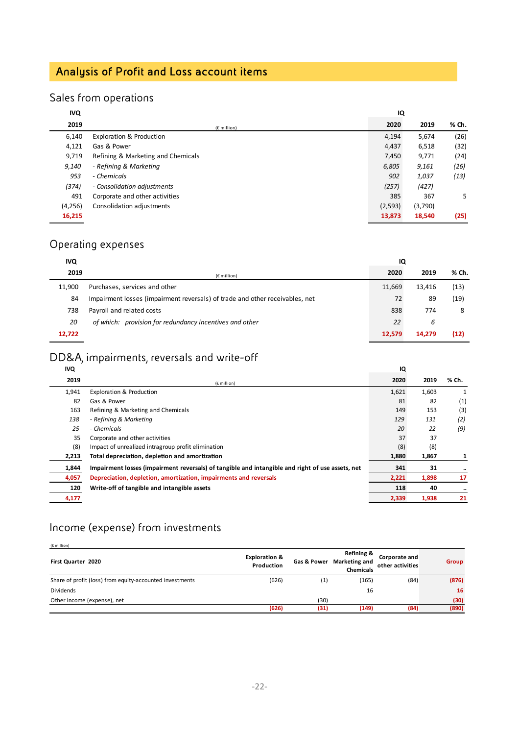## Analysis of Profit and Loss account items

### Sales from operations

| IVQ 2019 | (€ million) | IQ 2020 | IQ 2019 | % Ch. |
|---|---|---|---|---|
| 6,140 | Exploration & Production | 4,194 | 5,674 | (26) |
| 4,121 | Gas & Power | 4,437 | 6,518 | (32) |
| 9,719 | Refining & Marketing and Chemicals | 7,450 | 9,771 | (24) |
| *9,140* | *- Refining & Marketing* | *6,805* | *9,161* | *(26)* |
| *953* | *- Chemicals* | *902* | *1,037* | *(13)* |
| *(374)* | *- Consolidation adjustments* | *(257)* | *(427)* | |
| 491 | Corporate and other activities | 385 | 367 | 5 |
| (4,256) | Consolidation adjustments | (2,593) | (3,790) | |
| **16,215** | | **13,873** | **18,540** | **(25)** |

### Operating expenses

| IVQ 2019 | (€ million) | IQ 2020 | IQ 2019 | % Ch. |
|---|---|---|---|---|
| 11,900 | Purchases, services and other | 11,669 | 13,416 | (13) |
| 84 | Impairment losses (impairment reversals) of trade and other receivables, net | 72 | 89 | (19) |
| 738 | Payroll and related costs | 838 | 774 | 8 |
| *20* | *of which: provision for redundancy incentives and other* | *22* | *6* | |
| **12,722** | | **12,579** | **14,279** | **(12)** |

### DD&A, impairments, reversals and write-off

| IVQ 2019 | (€ million) | IQ 2020 | IQ 2019 | % Ch. |
|---|---|---|---|---|
| 1,941 | Exploration & Production | 1,621 | 1,603 | 1 |
| 82 | Gas & Power | 81 | 82 | (1) |
| 163 | Refining & Marketing and Chemicals | 149 | 153 | (3) |
| *138* | *- Refining & Marketing* | *129* | *131* | *(2)* |
| *25* | *- Chemicals* | *20* | *22* | *(9)* |
| 35 | Corporate and other activities | 37 | 37 | |
| (8) | Impact of unrealized intragroup profit elimination | (8) | (8) | |
| **2,213** | **Total depreciation, depletion and amortization** | **1,880** | **1,867** | **1** |
| **1,844** | **Impairment losses (impairment reversals) of tangible and intangible and right of use assets, net** | **341** | **31** | **..** |
| **4,057** | **Depreciation, depletion, amortization, impairments and reversals** | **2,221** | **1,898** | **17** |
| **120** | **Write-off of tangible and intangible assets** | **118** | **40** | **..** |
| **4,177** | | **2,339** | **1,938** | **21** |

### Income (expense) from investments

(€ million)

| First Quarter 2020 | Exploration & Production | Gas & Power | Refining & Marketing and Chemicals | Corporate and other activities | Group |
|---|---|---|---|---|---|
| Share of profit (loss) from equity-accounted investments | (626) | (1) | (165) | (84) | **(876)** |
| Dividends | | | 16 | | **16** |
| Other income (expense), net | | (30) | | | **(30)** |
| | **(626)** | **(31)** | **(149)** | **(84)** | **(890)** |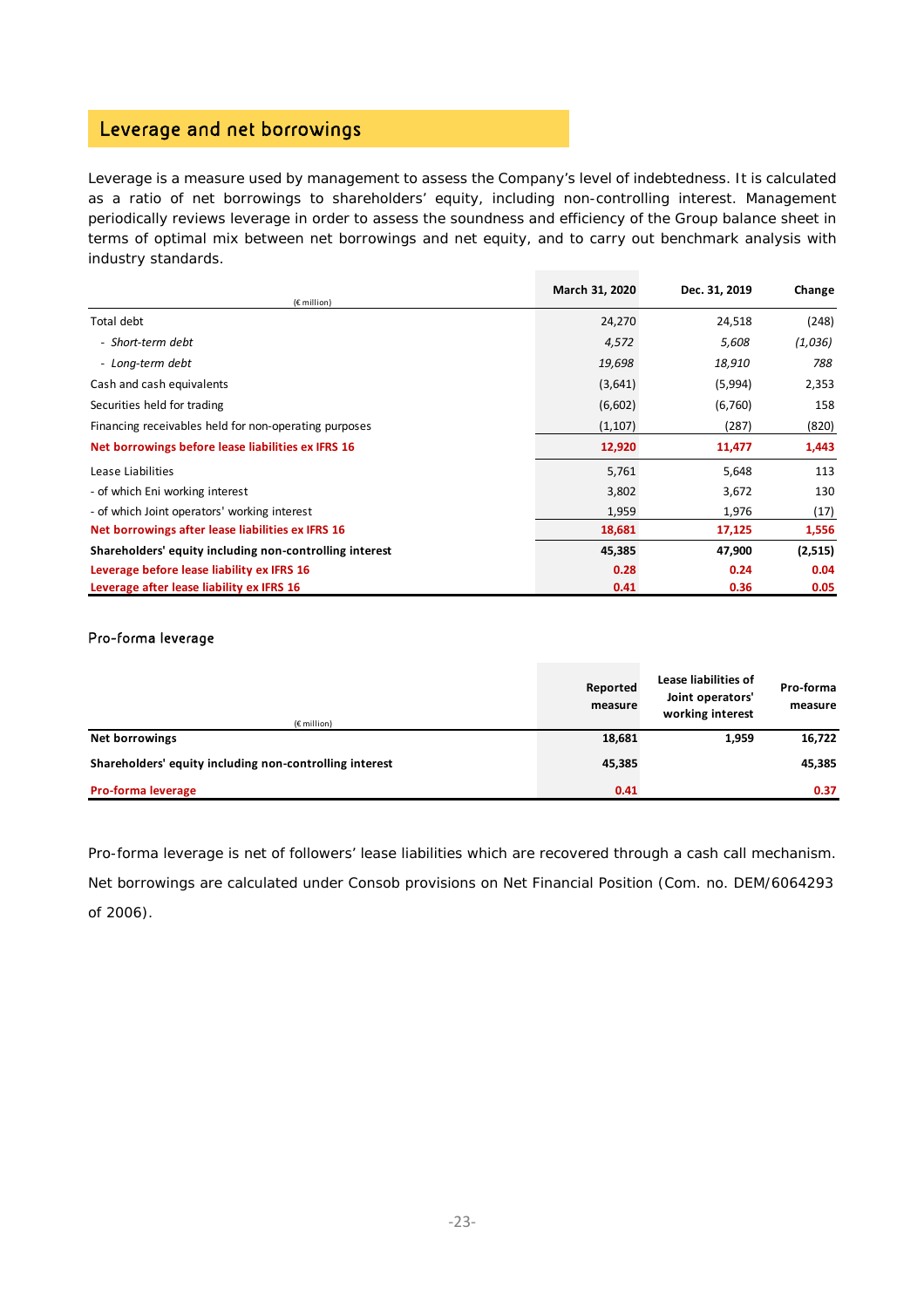## Leverage and net borrowings

Leverage is a measure used by management to assess the Company's level of indebtedness. It is calculated as a ratio of net borrowings to shareholders' equity, including non-controlling interest. Management periodically reviews leverage in order to assess the soundness and efficiency of the Group balance sheet in terms of optimal mix between net borrowings and net equity, and to carry out benchmark analysis with industry standards.

| (€ million) | March 31, 2020 | Dec. 31, 2019 | Change |
|---|---|---|---|
| Total debt | 24,270 | 24,518 | (248) |
| - *Short-term debt* | *4,572* | *5,608* | *(1,036)* |
| - *Long-term debt* | *19,698* | *18,910* | *788* |
| Cash and cash equivalents | (3,641) | (5,994) | 2,353 |
| Securities held for trading | (6,602) | (6,760) | 158 |
| Financing receivables held for non-operating purposes | (1,107) | (287) | (820) |
| **Net borrowings before lease liabilities ex IFRS 16** | **12,920** | **11,477** | **1,443** |
| Lease Liabilities | 5,761 | 5,648 | 113 |
| - of which Eni working interest | 3,802 | 3,672 | 130 |
| - of which Joint operators' working interest | 1,959 | 1,976 | (17) |
| **Net borrowings after lease liabilities ex IFRS 16** | **18,681** | **17,125** | **1,556** |
| **Shareholders' equity including non-controlling interest** | **45,385** | **47,900** | **(2,515)** |
| **Leverage before lease liability ex IFRS 16** | **0.28** | **0.24** | **0.04** |
| **Leverage after lease liability ex IFRS 16** | **0.41** | **0.36** | **0.05** |

### Pro-forma leverage

| (€ million) | Reported measure | Lease liabilities of Joint operators' working interest | Pro-forma measure |
|---|---|---|---|
| **Net borrowings** | **18,681** | **1,959** | **16,722** |
| **Shareholders' equity including non-controlling interest** | **45,385** | | **45,385** |
| **Pro-forma leverage** | **0.41** | | **0.37** |

Pro-forma leverage is net of followers' lease liabilities which are recovered through a cash call mechanism.

Net borrowings are calculated under Consob provisions on Net Financial Position (Com. no. DEM/6064293 of 2006).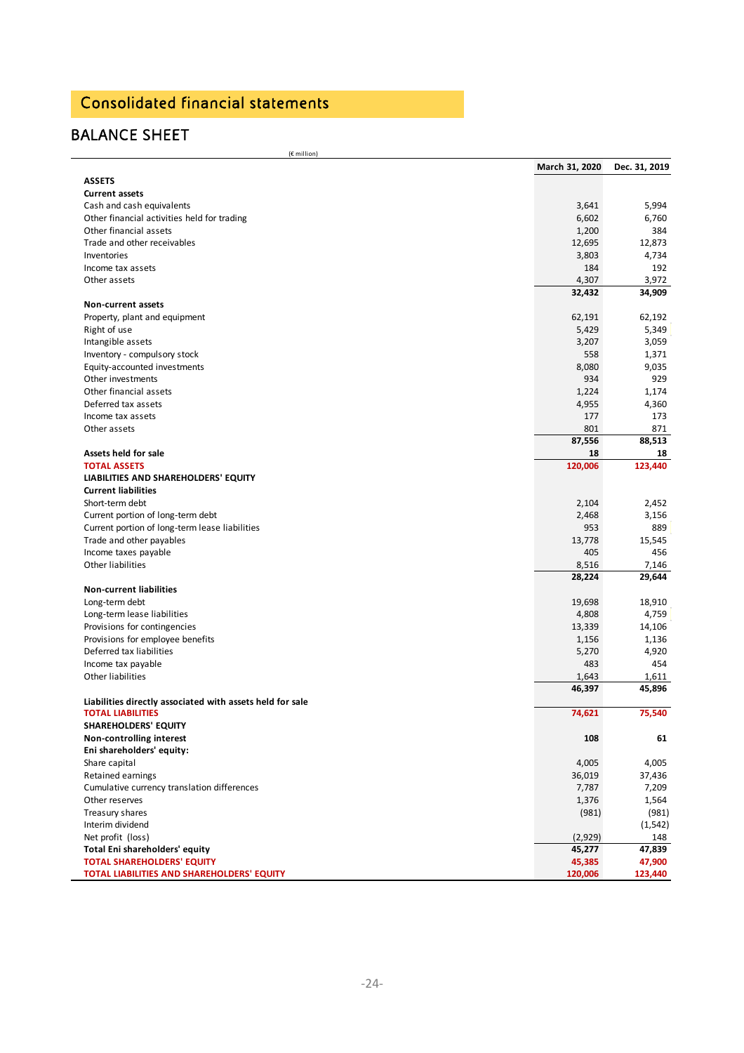# Consolidated financial statements

## BALANCE SHEET

(€ million)

| | March 31, 2020 | Dec. 31, 2019 |
|---|---|---|
| **ASSETS** | | |
| **Current assets** | | |
| Cash and cash equivalents | 3,641 | 5,994 |
| Other financial activities held for trading | 6,602 | 6,760 |
| Other financial assets | 1,200 | 384 |
| Trade and other receivables | 12,695 | 12,873 |
| Inventories | 3,803 | 4,734 |
| Income tax assets | 184 | 192 |
| Other assets | 4,307 | 3,972 |
| | **32,432** | **34,909** |
| **Non-current assets** | | |
| Property, plant and equipment | 62,191 | 62,192 |
| Right of use | 5,429 | 5,349 |
| Intangible assets | 3,207 | 3,059 |
| Inventory - compulsory stock | 558 | 1,371 |
| Equity-accounted investments | 8,080 | 9,035 |
| Other investments | 934 | 929 |
| Other financial assets | 1,224 | 1,174 |
| Deferred tax assets | 4,955 | 4,360 |
| Income tax assets | 177 | 173 |
| Other assets | 801 | 871 |
| | **87,556** | **88,513** |
| **Assets held for sale** | **18** | **18** |
| **TOTAL ASSETS** | **120,006** | **123,440** |
| **LIABILITIES AND SHAREHOLDERS' EQUITY** | | |
| **Current liabilities** | | |
| Short-term debt | 2,104 | 2,452 |
| Current portion of long-term debt | 2,468 | 3,156 |
| Current portion of long-term lease liabilities | 953 | 889 |
| Trade and other payables | 13,778 | 15,545 |
| Income taxes payable | 405 | 456 |
| Other liabilities | 8,516 | 7,146 |
| | **28,224** | **29,644** |
| **Non-current liabilities** | | |
| Long-term debt | 19,698 | 18,910 |
| Long-term lease liabilities | 4,808 | 4,759 |
| Provisions for contingencies | 13,339 | 14,106 |
| Provisions for employee benefits | 1,156 | 1,136 |
| Deferred tax liabilities | 5,270 | 4,920 |
| Income tax payable | 483 | 454 |
| Other liabilities | 1,643 | 1,611 |
| | **46,397** | **45,896** |
| **Liabilities directly associated with assets held for sale** | | |
| **TOTAL LIABILITIES** | **74,621** | **75,540** |
| **SHAREHOLDERS' EQUITY** | | |
| **Non-controlling interest** | **108** | **61** |
| **Eni shareholders' equity:** | | |
| Share capital | 4,005 | 4,005 |
| Retained earnings | 36,019 | 37,436 |
| Cumulative currency translation differences | 7,787 | 7,209 |
| Other reserves | 1,376 | 1,564 |
| Treasury shares | (981) | (981) |
| Interim dividend | | (1,542) |
| Net profit (loss) | (2,929) | 148 |
| **Total Eni shareholders' equity** | **45,277** | **47,839** |
| **TOTAL SHAREHOLDERS' EQUITY** | **45,385** | **47,900** |
| **TOTAL LIABILITIES AND SHAREHOLDERS' EQUITY** | **120,006** | **123,440** |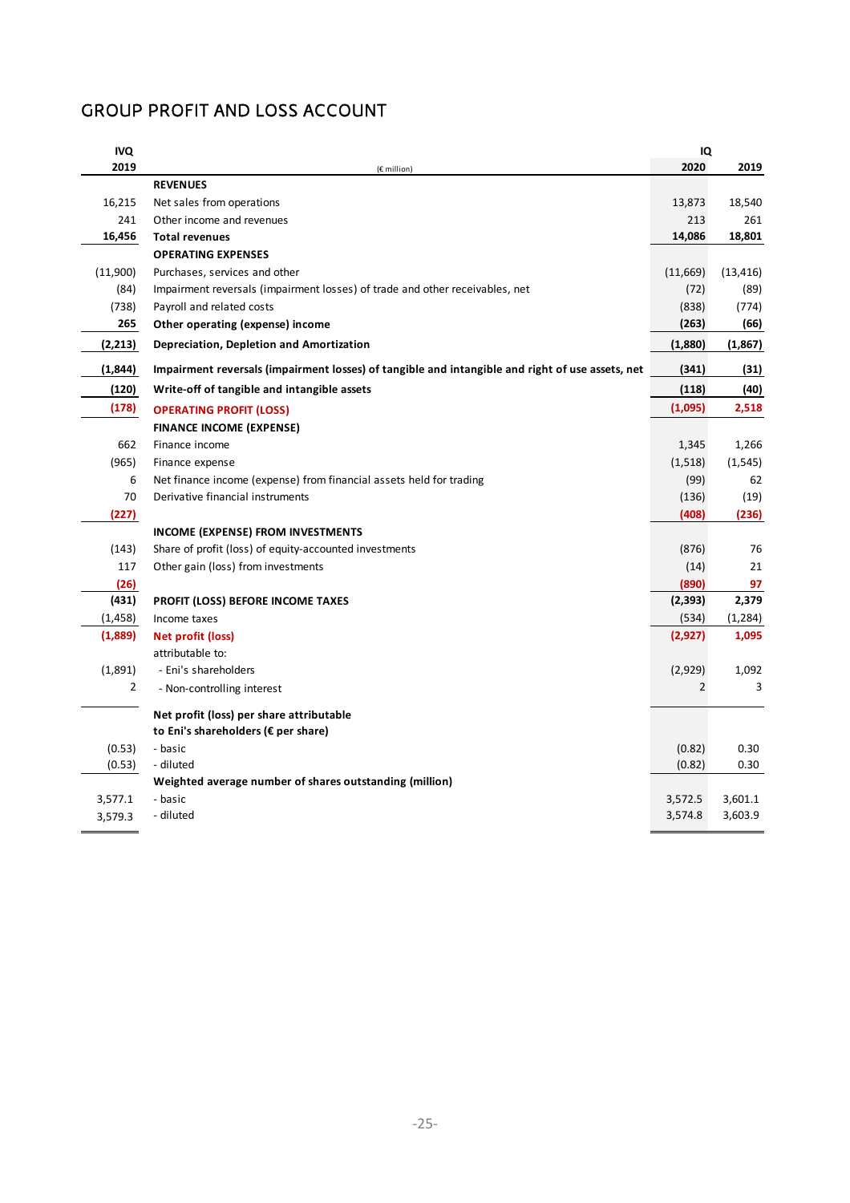## GROUP PROFIT AND LOSS ACCOUNT

| IVQ 2019 | (€ million) | IQ 2020 | IQ 2019 |
|---|---|---|---|
| | **REVENUES** | | |
| 16,215 | Net sales from operations | 13,873 | 18,540 |
| 241 | Other income and revenues | 213 | 261 |
| **16,456** | **Total revenues** | **14,086** | **18,801** |
| | **OPERATING EXPENSES** | | |
| (11,900) | Purchases, services and other | (11,669) | (13,416) |
| (84) | Impairment reversals (impairment losses) of trade and other receivables, net | (72) | (89) |
| (738) | Payroll and related costs | (838) | (774) |
| **265** | **Other operating (expense) income** | **(263)** | **(66)** |
| **(2,213)** | **Depreciation, Depletion and Amortization** | **(1,880)** | **(1,867)** |
| **(1,844)** | **Impairment reversals (impairment losses) of tangible and intangible and right of use assets, net** | **(341)** | **(31)** |
| **(120)** | **Write-off of tangible and intangible assets** | **(118)** | **(40)** |
| **(178)** | **OPERATING PROFIT (LOSS)** | **(1,095)** | **2,518** |
| | **FINANCE INCOME (EXPENSE)** | | |
| 662 | Finance income | 1,345 | 1,266 |
| (965) | Finance expense | (1,518) | (1,545) |
| 6 | Net finance income (expense) from financial assets held for trading | (99) | 62 |
| 70 | Derivative financial instruments | (136) | (19) |
| **(227)** | | **(408)** | **(236)** |
| | **INCOME (EXPENSE) FROM INVESTMENTS** | | |
| (143) | Share of profit (loss) of equity-accounted investments | (876) | 76 |
| 117 | Other gain (loss) from investments | (14) | 21 |
| **(26)** | | **(890)** | **97** |
| **(431)** | **PROFIT (LOSS) BEFORE INCOME TAXES** | **(2,393)** | **2,379** |
| (1,458) | Income taxes | (534) | (1,284) |
| **(1,889)** | **Net profit (loss)** | **(2,927)** | **1,095** |
| | attributable to: | | |
| (1,891) | - Eni's shareholders | (2,929) | 1,092 |
| 2 | - Non-controlling interest | 2 | 3 |
| | **Net profit (loss) per share attributable to Eni's shareholders (€ per share)** | | |
| (0.53) | - basic | (0.82) | 0.30 |
| (0.53) | - diluted | (0.82) | 0.30 |
| | **Weighted average number of shares outstanding (million)** | | |
| 3,577.1 | - basic | 3,572.5 | 3,601.1 |
| 3,579.3 | - diluted | 3,574.8 | 3,603.9 |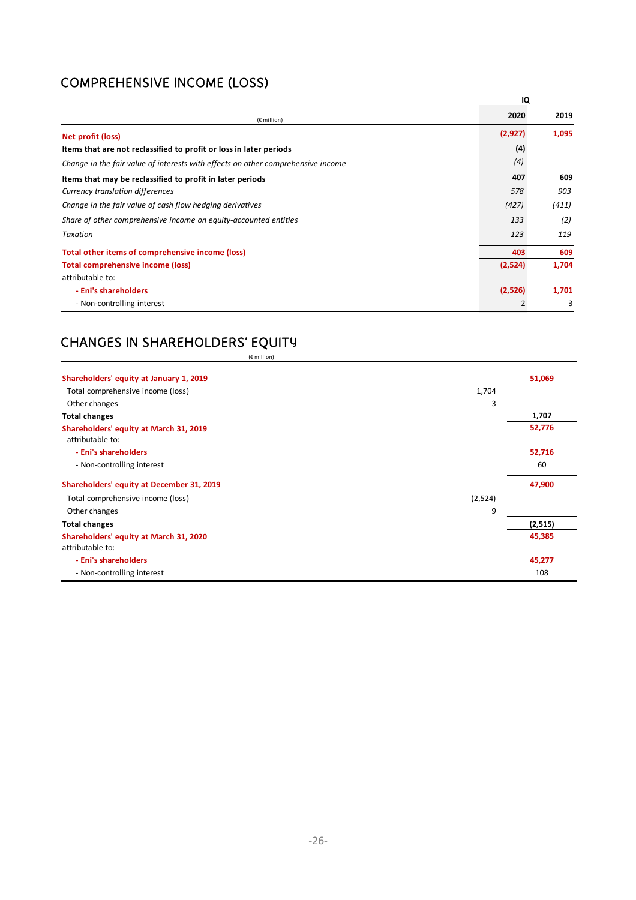## COMPREHENSIVE INCOME (LOSS)

| (€ million) | IQ 2020 | 2019 |
|---|---|---|
| **Net profit (loss)** | **(2,927)** | **1,095** |
| **Items that are not reclassified to profit or loss in later periods** | **(4)** | |
| *Change in the fair value of interests with effects on other comprehensive income* | *(4)* | |
| **Items that may be reclassified to profit in later periods** | **407** | **609** |
| *Currency translation differences* | *578* | *903* |
| *Change in the fair value of cash flow hedging derivatives* | *(427)* | *(411)* |
| *Share of other comprehensive income on equity-accounted entities* | *133* | *(2)* |
| *Taxation* | *123* | *119* |
| **Total other items of comprehensive income (loss)** | **403** | **609** |
| **Total comprehensive income (loss)** | **(2,524)** | **1,704** |
| attributable to: | | |
| **- Eni's shareholders** | **(2,526)** | **1,701** |
| - Non-controlling interest | 2 | 3 |

## CHANGES IN SHAREHOLDERS' EQUITY

| (€ million) | | |
|---|---|---|
| **Shareholders' equity at January 1, 2019** | | **51,069** |
| Total comprehensive income (loss) | 1,704 | |
| Other changes | 3 | |
| **Total changes** | | **1,707** |
| **Shareholders' equity at March 31, 2019** | | **52,776** |
| attributable to: | | |
| **- Eni's shareholders** | | **52,716** |
| - Non-controlling interest | | 60 |
| **Shareholders' equity at December 31, 2019** | | **47,900** |
| Total comprehensive income (loss) | (2,524) | |
| Other changes | 9 | |
| **Total changes** | | **(2,515)** |
| **Shareholders' equity at March 31, 2020** | | **45,385** |
| attributable to: | | |
| **- Eni's shareholders** | | **45,277** |
| - Non-controlling interest | | 108 |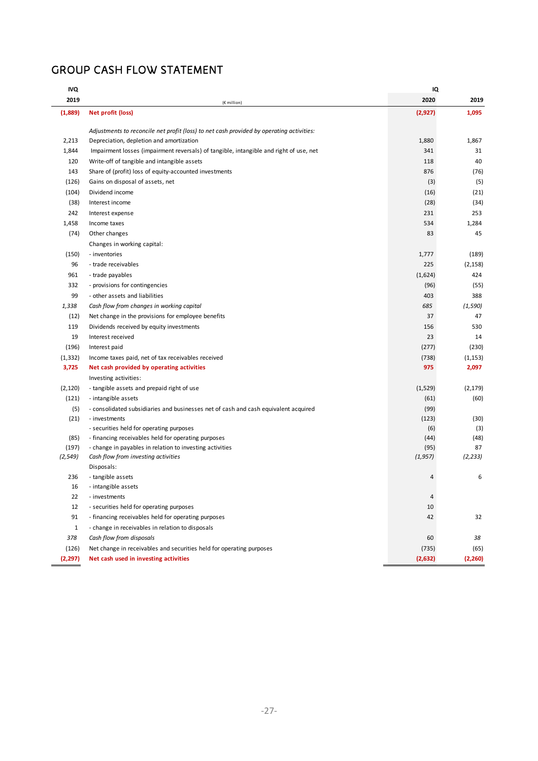# GROUP CASH FLOW STATEMENT

| IVQ 2019 | (€ million) | IQ 2020 | IQ 2019 |
|---|---|---|---|
| **(1,889)** | **Net profit (loss)** | **(2,927)** | **1,095** |
| | *Adjustments to reconcile net profit (loss) to net cash provided by operating activities:* | | |
| 2,213 | Depreciation, depletion and amortization | 1,880 | 1,867 |
| 1,844 | Impairment losses (impairment reversals) of tangible, intangible and right of use, net | 341 | 31 |
| 120 | Write-off of tangible and intangible assets | 118 | 40 |
| 143 | Share of (profit) loss of equity-accounted investments | 876 | (76) |
| (126) | Gains on disposal of assets, net | (3) | (5) |
| (104) | Dividend income | (16) | (21) |
| (38) | Interest income | (28) | (34) |
| 242 | Interest expense | 231 | 253 |
| 1,458 | Income taxes | 534 | 1,284 |
| (74) | Other changes | 83 | 45 |
| | Changes in working capital: | | |
| (150) | - inventories | 1,777 | (189) |
| 96 | - trade receivables | 225 | (2,158) |
| 961 | - trade payables | (1,624) | 424 |
| 332 | - provisions for contingencies | (96) | (55) |
| 99 | - other assets and liabilities | 403 | 388 |
| *1,338* | *Cash flow from changes in working capital* | *685* | *(1,590)* |
| (12) | Net change in the provisions for employee benefits | 37 | 47 |
| 119 | Dividends received by equity investments | 156 | 530 |
| 19 | Interest received | 23 | 14 |
| (196) | Interest paid | (277) | (230) |
| (1,332) | Income taxes paid, net of tax receivables received | (738) | (1,153) |
| **3,725** | **Net cash provided by operating activities** | **975** | **2,097** |
| | Investing activities: | | |
| (2,120) | - tangible assets and prepaid right of use | (1,529) | (2,179) |
| (121) | - intangible assets | (61) | (60) |
| (5) | - consolidated subsidiaries and businesses net of cash and cash equivalent acquired | (99) | |
| (21) | - investments | (123) | (30) |
| | - securities held for operating purposes | (6) | (3) |
| (85) | - financing receivables held for operating purposes | (44) | (48) |
| (197) | - change in payables in relation to investing activities | (95) | 87 |
| *(2,549)* | *Cash flow from investing activities* | *(1,957)* | *(2,233)* |
| | Disposals: | | |
| 236 | - tangible assets | 4 | 6 |
| 16 | - intangible assets | | |
| 22 | - investments | 4 | |
| 12 | - securities held for operating purposes | 10 | |
| 91 | - financing receivables held for operating purposes | 42 | 32 |
| 1 | - change in receivables in relation to disposals | | |
| *378* | *Cash flow from disposals* | 60 | *38* |
| (126) | Net change in receivables and securities held for operating purposes | (735) | (65) |
| **(2,297)** | **Net cash used in investing activities** | **(2,632)** | **(2,260)** |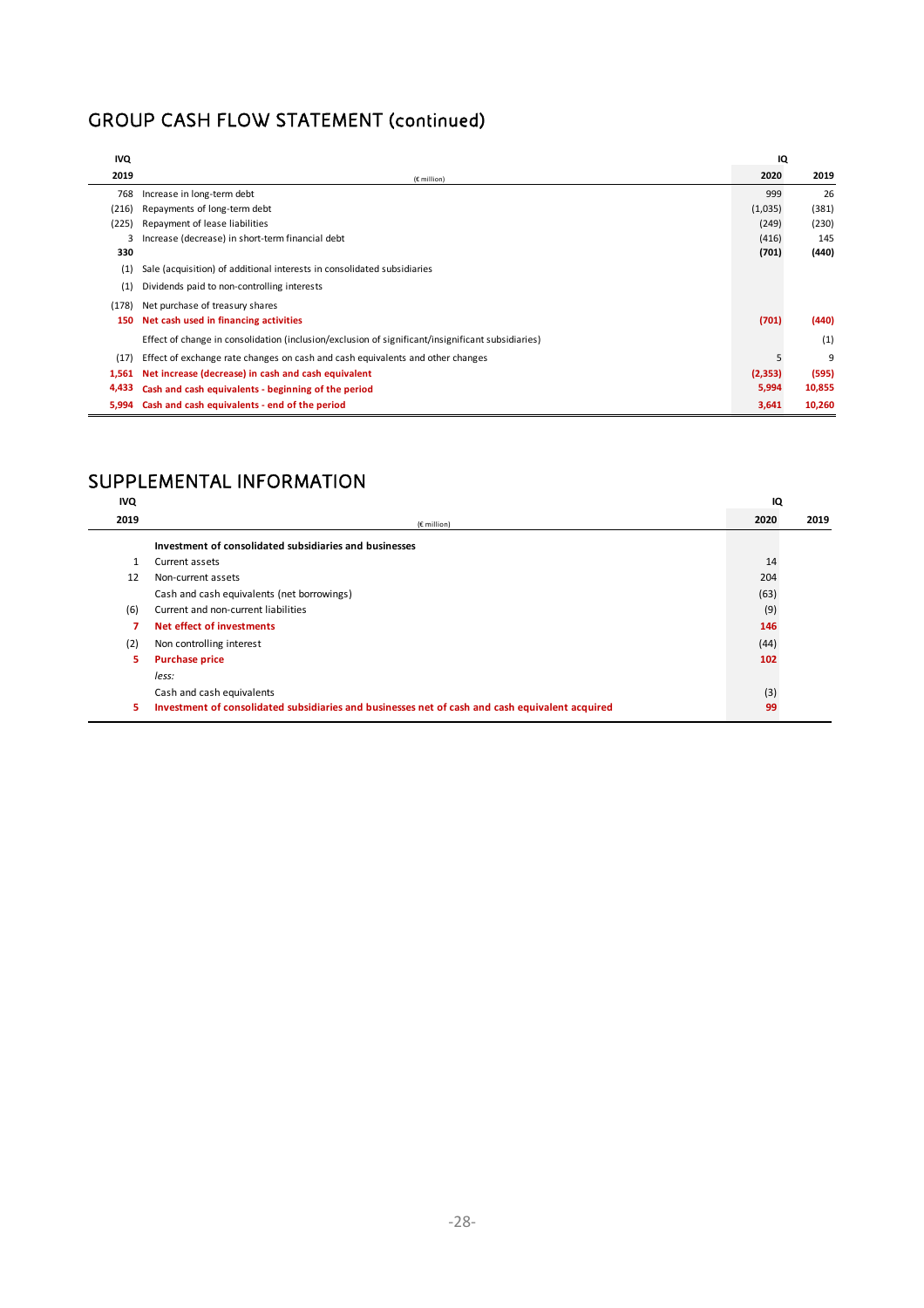## GROUP CASH FLOW STATEMENT (continued)

| IVQ 2019 | (€ million) | IQ 2020 | IQ 2019 |
|---|---|---|---|
| 768 | Increase in long-term debt | 999 | 26 |
| (216) | Repayments of long-term debt | (1,035) | (381) |
| (225) | Repayment of lease liabilities | (249) | (230) |
| 3 | Increase (decrease) in short-term financial debt | (416) | 145 |
| **330** | | **(701)** | **(440)** |
| (1) | Sale (acquisition) of additional interests in consolidated subsidiaries | | |
| (1) | Dividends paid to non-controlling interests | | |
| (178) | Net purchase of treasury shares | | |
| **150** | **Net cash used in financing activities** | **(701)** | **(440)** |
| | Effect of change in consolidation (inclusion/exclusion of significant/insignificant subsidiaries) | | (1) |
| (17) | Effect of exchange rate changes on cash and cash equivalents and other changes | 5 | 9 |
| **1,561** | **Net increase (decrease) in cash and cash equivalent** | **(2,353)** | **(595)** |
| **4,433** | **Cash and cash equivalents - beginning of the period** | **5,994** | **10,855** |
| **5,994** | **Cash and cash equivalents - end of the period** | **3,641** | **10,260** |

## SUPPLEMENTAL INFORMATION

| IVQ 2019 | (€ million) | IQ 2020 | IQ 2019 |
|---|---|---|---|
| | **Investment of consolidated subsidiaries and businesses** | | |
| 1 | Current assets | 14 | |
| 12 | Non-current assets | 204 | |
| | Cash and cash equivalents (net borrowings) | (63) | |
| (6) | Current and non-current liabilities | (9) | |
| **7** | **Net effect of investments** | **146** | |
| (2) | Non controlling interest | (44) | |
| **5** | **Purchase price** | **102** | |
| | *less:* | | |
| | Cash and cash equivalents | (3) | |
| **5** | **Investment of consolidated subsidiaries and businesses net of cash and cash equivalent acquired** | **99** | |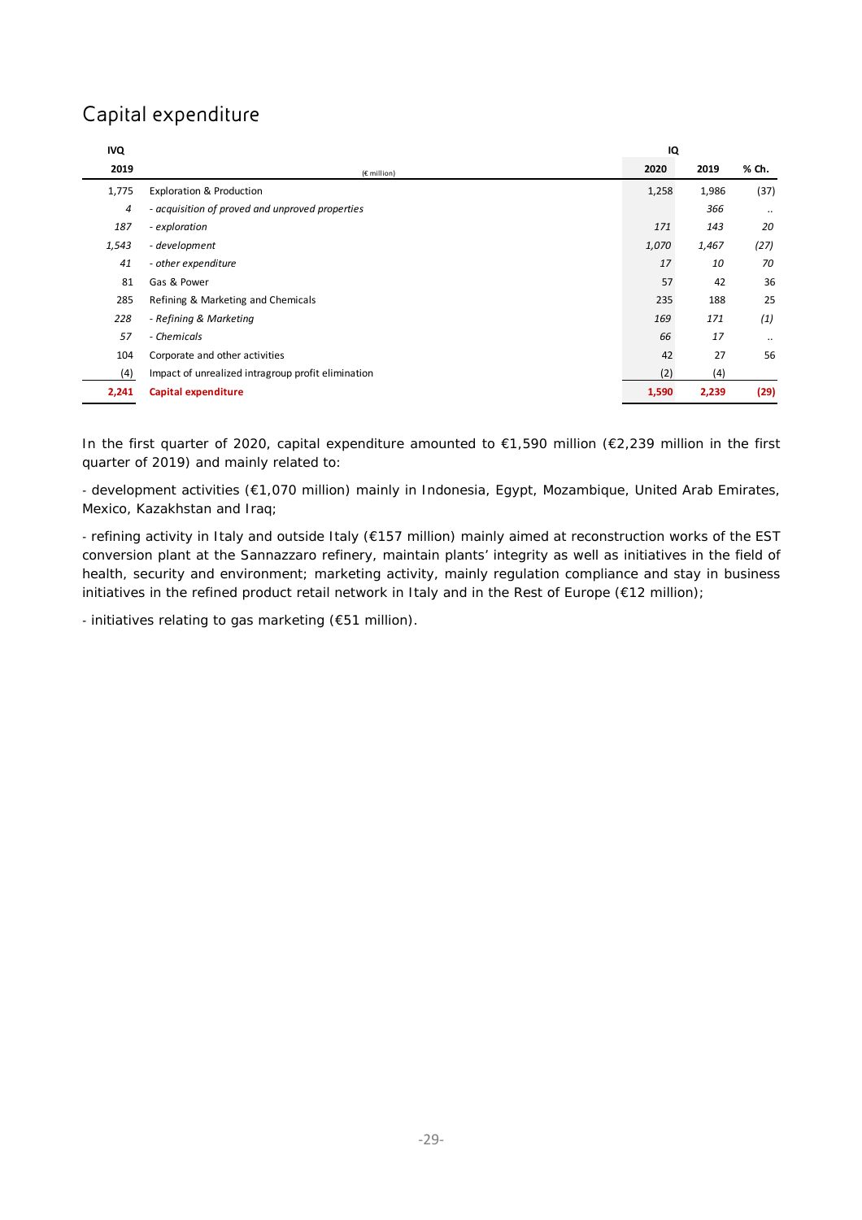## Capital expenditure

| IVQ 2019 | (€ million) | IQ 2020 | IQ 2019 | % Ch. |
|---|---|---|---|---|
| 1,775 | Exploration & Production | 1,258 | 1,986 | (37) |
| *4* | *- acquisition of proved and unproved properties* | | *366* | .. |
| *187* | *- exploration* | *171* | *143* | *20* |
| *1,543* | *- development* | *1,070* | *1,467* | *(27)* |
| *41* | *- other expenditure* | *17* | *10* | *70* |
| 81 | Gas & Power | 57 | 42 | 36 |
| 285 | Refining & Marketing and Chemicals | 235 | 188 | 25 |
| *228* | *- Refining & Marketing* | *169* | *171* | *(1)* |
| *57* | *- Chemicals* | *66* | *17* | .. |
| 104 | Corporate and other activities | 42 | 27 | 56 |
| (4) | Impact of unrealized intragroup profit elimination | (2) | (4) | |
| **2,241** | **Capital expenditure** | **1,590** | **2,239** | **(29)** |

In the first quarter of 2020, capital expenditure amounted to €1,590 million (€2,239 million in the first quarter of 2019) and mainly related to:

- development activities (€1,070 million) mainly in Indonesia, Egypt, Mozambique, United Arab Emirates, Mexico, Kazakhstan and Iraq;

- refining activity in Italy and outside Italy (€157 million) mainly aimed at reconstruction works of the EST conversion plant at the Sannazzaro refinery, maintain plants' integrity as well as initiatives in the field of health, security and environment; marketing activity, mainly regulation compliance and stay in business initiatives in the refined product retail network in Italy and in the Rest of Europe (€12 million);

- initiatives relating to gas marketing (€51 million).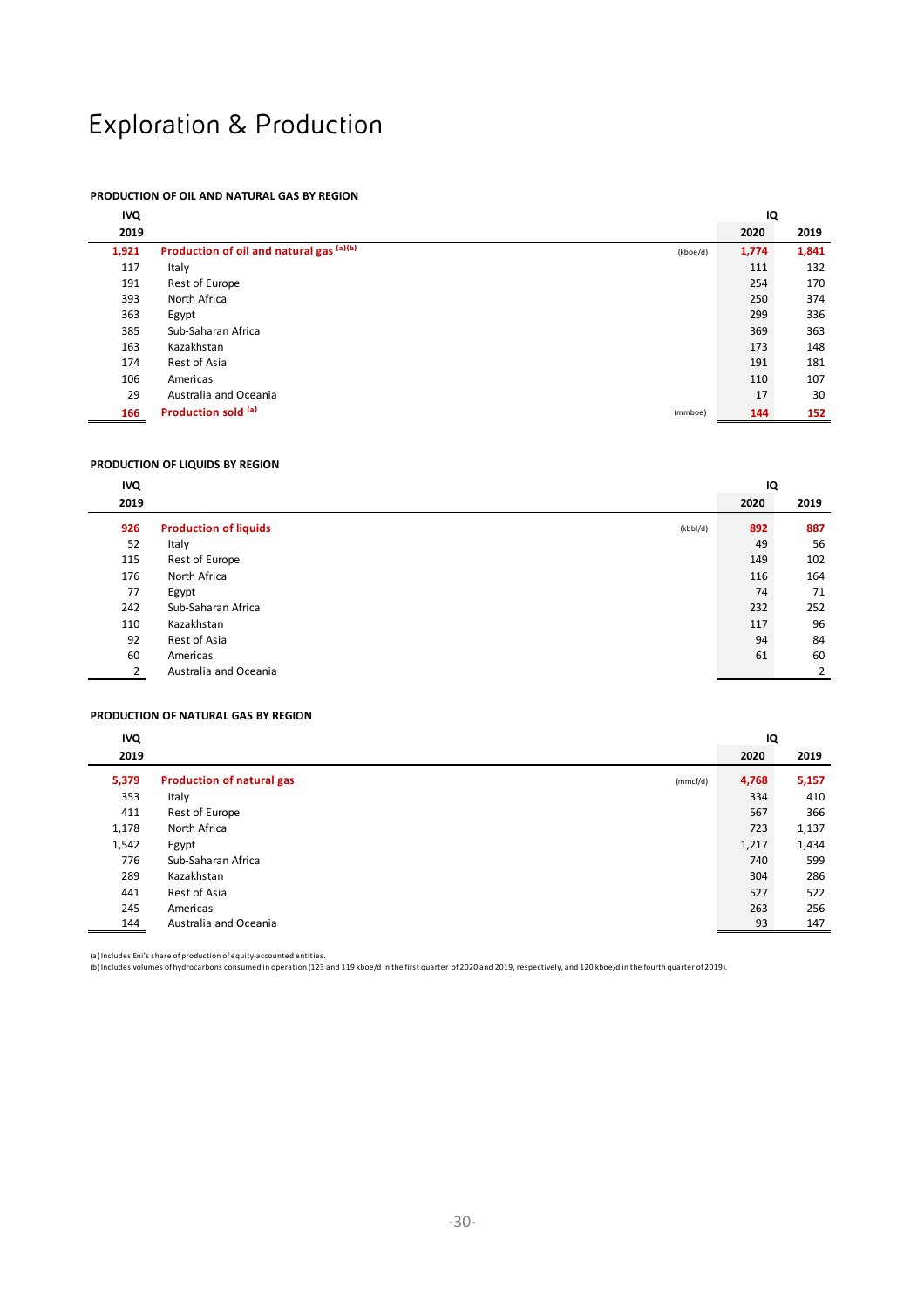# Exploration & Production

### PRODUCTION OF OIL AND NATURAL GAS BY REGION

| IVQ 2019 | | | IQ 2020 | IQ 2019 |
|---|---|---|---|---|
| **1,921** | **Production of oil and natural gas [a][b]** | (kboe/d) | **1,774** | **1,841** |
| 117 | Italy | | 111 | 132 |
| 191 | Rest of Europe | | 254 | 170 |
| 393 | North Africa | | 250 | 374 |
| 363 | Egypt | | 299 | 336 |
| 385 | Sub-Saharan Africa | | 369 | 363 |
| 163 | Kazakhstan | | 173 | 148 |
| 174 | Rest of Asia | | 191 | 181 |
| 106 | Americas | | 110 | 107 |
| 29 | Australia and Oceania | | 17 | 30 |
| **166** | **Production sold [a]** | (mmboe) | **144** | **152** |

### PRODUCTION OF LIQUIDS BY REGION

| IVQ 2019 | | | IQ 2020 | IQ 2019 |
|---|---|---|---|---|
| **926** | **Production of liquids** | (kbbl/d) | **892** | **887** |
| 52 | Italy | | 49 | 56 |
| 115 | Rest of Europe | | 149 | 102 |
| 176 | North Africa | | 116 | 164 |
| 77 | Egypt | | 74 | 71 |
| 242 | Sub-Saharan Africa | | 232 | 252 |
| 110 | Kazakhstan | | 117 | 96 |
| 92 | Rest of Asia | | 94 | 84 |
| 60 | Americas | | 61 | 60 |
| 2 | Australia and Oceania | | | 2 |

### PRODUCTION OF NATURAL GAS BY REGION

| IVQ 2019 | | | IQ 2020 | IQ 2019 |
|---|---|---|---|---|
| **5,379** | **Production of natural gas** | (mmcf/d) | **4,768** | **5,157** |
| 353 | Italy | | 334 | 410 |
| 411 | Rest of Europe | | 567 | 366 |
| 1,178 | North Africa | | 723 | 1,137 |
| 1,542 | Egypt | | 1,217 | 1,434 |
| 776 | Sub-Saharan Africa | | 740 | 599 |
| 289 | Kazakhstan | | 304 | 286 |
| 441 | Rest of Asia | | 527 | 522 |
| 245 | Americas | | 263 | 256 |
| 144 | Australia and Oceania | | 93 | 147 |

(a) Includes Eni's share of production of equity-accounted entities.
(b) Includes volumes of hydrocarbons consumed in operation (123 and 119 kboe/d in the first quarter of 2020 and 2019, respectively, and 120 kboe/d in the fourth quarter of 2019).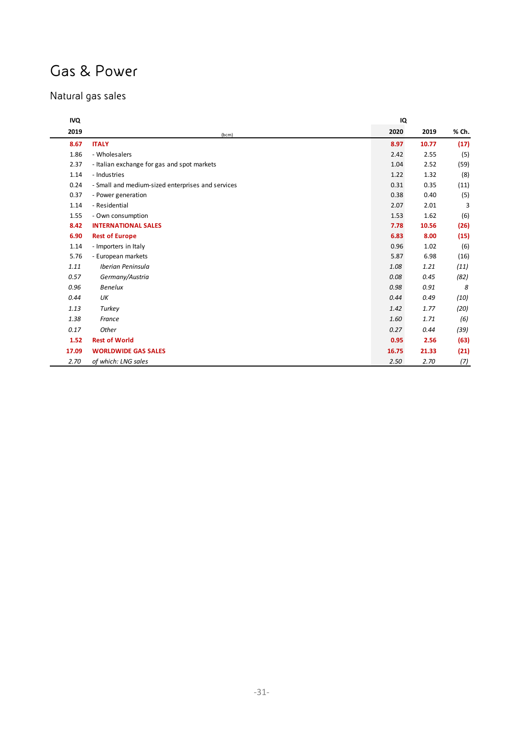# Gas & Power

## Natural gas sales

| IVQ 2019 | (bcm) | IQ 2020 | IQ 2019 | % Ch. |
|---|---|---|---|---|
| **8.67** | **ITALY** | **8.97** | **10.77** | **(17)** |
| 1.86 | - Wholesalers | 2.42 | 2.55 | (5) |
| 2.37 | - Italian exchange for gas and spot markets | 1.04 | 2.52 | (59) |
| 1.14 | - Industries | 1.22 | 1.32 | (8) |
| 0.24 | - Small and medium-sized enterprises and services | 0.31 | 0.35 | (11) |
| 0.37 | - Power generation | 0.38 | 0.40 | (5) |
| 1.14 | - Residential | 2.07 | 2.01 | 3 |
| 1.55 | - Own consumption | 1.53 | 1.62 | (6) |
| **8.42** | **INTERNATIONAL SALES** | **7.78** | **10.56** | **(26)** |
| **6.90** | **Rest of Europe** | **6.83** | **8.00** | **(15)** |
| 1.14 | - Importers in Italy | 0.96 | 1.02 | (6) |
| 5.76 | - European markets | 5.87 | 6.98 | (16) |
| *1.11* | *Iberian Peninsula* | *1.08* | *1.21* | *(11)* |
| *0.57* | *Germany/Austria* | *0.08* | *0.45* | *(82)* |
| *0.96* | *Benelux* | *0.98* | *0.91* | *8* |
| *0.44* | *UK* | *0.44* | *0.49* | *(10)* |
| *1.13* | *Turkey* | *1.42* | *1.77* | *(20)* |
| *1.38* | *France* | *1.60* | *1.71* | *(6)* |
| *0.17* | *Other* | *0.27* | *0.44* | *(39)* |
| **1.52** | **Rest of World** | **0.95** | **2.56** | **(63)** |
| **17.09** | **WORLDWIDE GAS SALES** | **16.75** | **21.33** | **(21)** |
| *2.70* | *of which: LNG sales* | *2.50* | *2.70* | *(7)* |